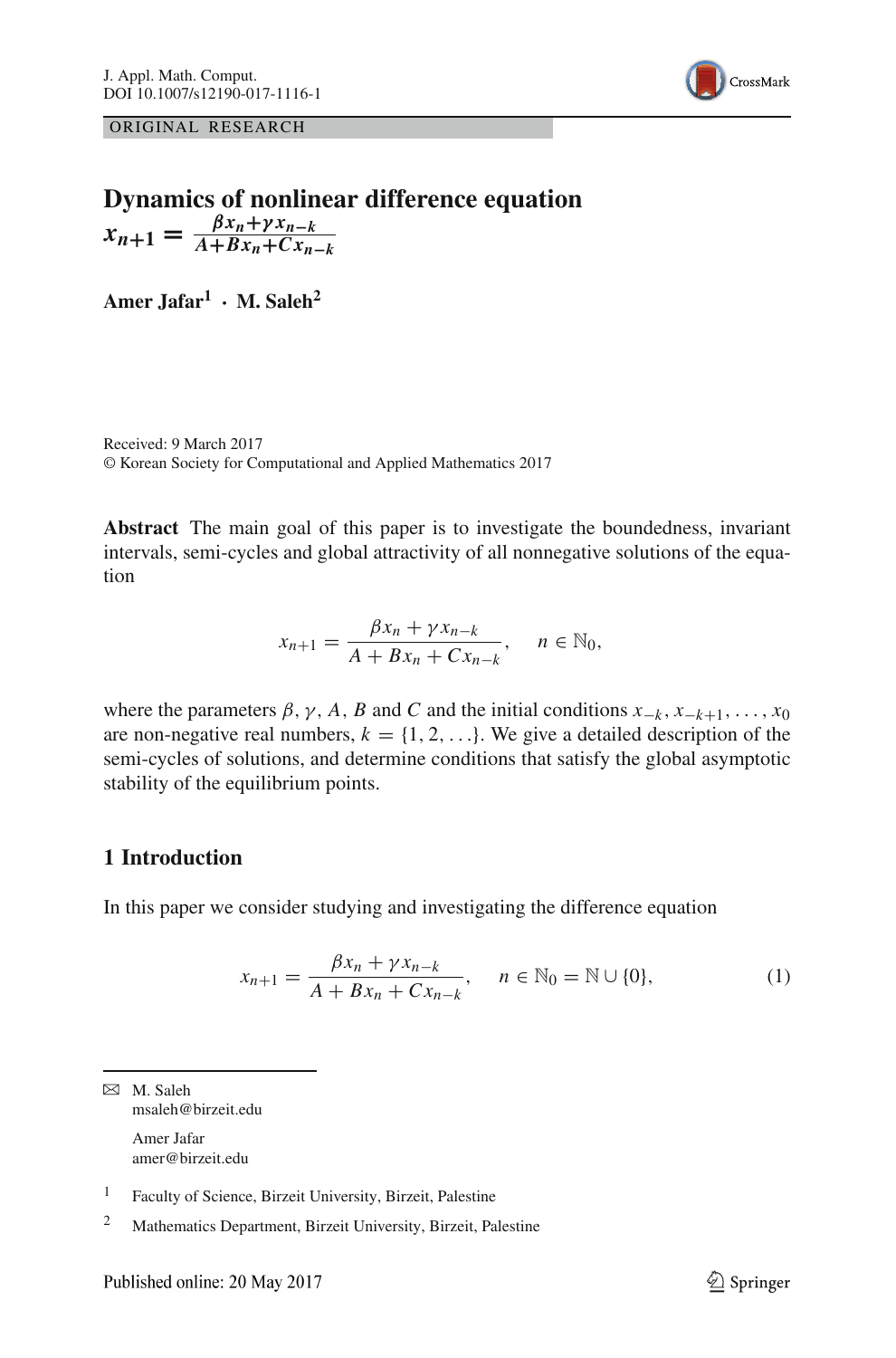ORIGINAL RESEARCH

# Dynamics of nonlinear difference equation $x_{n+1} = \frac{\beta x_n + \gamma x_{n-k}}{A + Bx_n + Cx_{n-k}}$

**Amer Jafar[1] · M. Saleh[2]**

Received: 9 March 2017
© Korean Society for Computational and Applied Mathematics 2017

**Abstract** The main goal of this paper is to investigate the boundedness, invariant intervals, semi-cycles and global attractivity of all nonnegative solutions of the equation

$$x_{n+1} = \frac{\beta x_n + \gamma x_{n-k}}{A + Bx_n + Cx_{n-k}}, \quad n \in \mathbb{N}_0,$$

where the parameters $\beta, \gamma, A, B$ and $C$ and the initial conditions $x_{-k}, x_{-k+1}, \ldots, x_0$ are non-negative real numbers, $k = \{1, 2, \ldots\}$. We give a detailed description of the semi-cycles of solutions, and determine conditions that satisfy the global asymptotic stability of the equilibrium points.

## 1 Introduction

In this paper we consider studying and investigating the difference equation

$$x_{n+1} = \frac{\beta x_n + \gamma x_{n-k}}{A + Bx_n + Cx_{n-k}}, \quad n \in \mathbb{N}_0 = \mathbb{N} \cup \{0\}, \tag{1}$$

✉ M. Saleh
msaleh@birzeit.edu

Amer Jafar
amer@birzeit.edu

[1] Faculty of Science, Birzeit University, Birzeit, Palestine

[2] Mathematics Department, Birzeit University, Birzeit, Palestine

Published online: 20 May 2017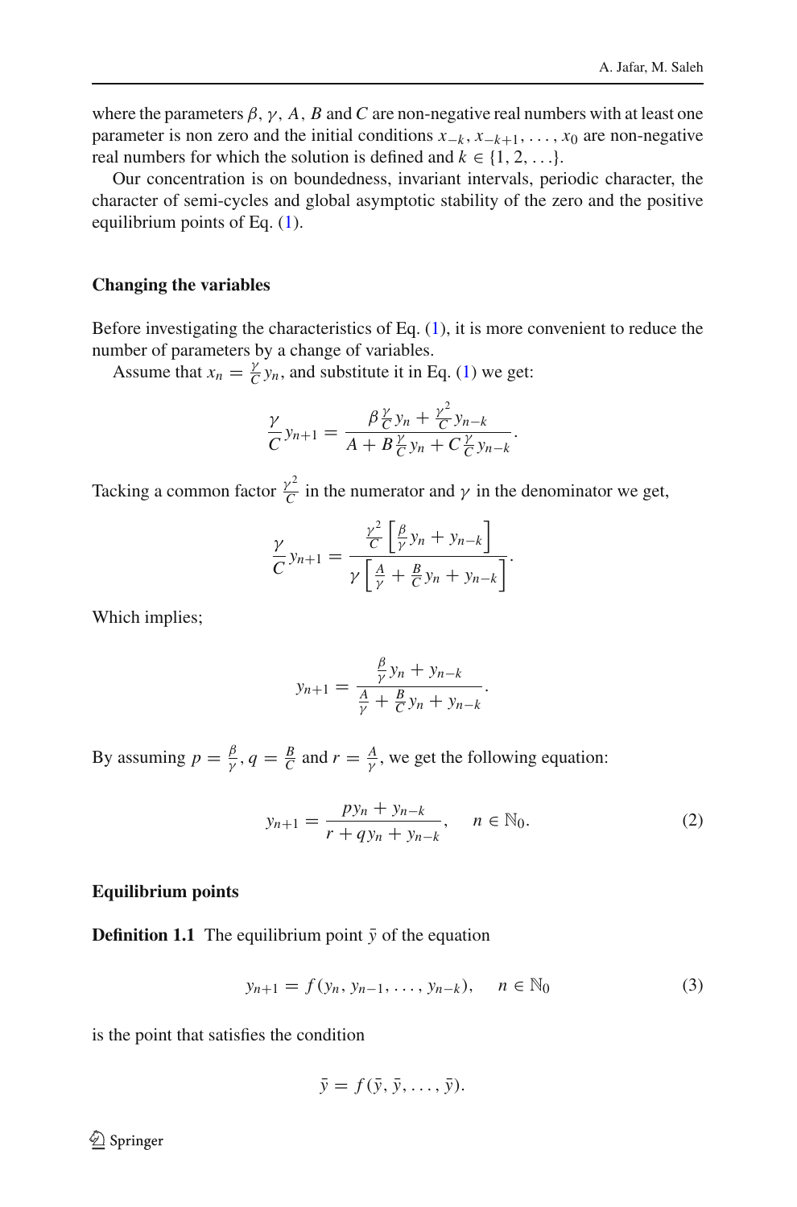where the parameters $\beta$, $\gamma$, $A$, $B$ and $C$ are non-negative real numbers with at least one parameter is non zero and the initial conditions $x_{-k}, x_{-k+1}, \ldots, x_0$ are non-negative real numbers for which the solution is defined and $k \in \{1, 2, \ldots\}$.

Our concentration is on boundedness, invariant intervals, periodic character, the character of semi-cycles and global asymptotic stability of the zero and the positive equilibrium points of Eq. (1).

**Changing the variables**

Before investigating the characteristics of Eq. (1), it is more convenient to reduce the number of parameters by a change of variables.

Assume that $x_n = \frac{\gamma}{C} y_n$, and substitute it in Eq. (1) we get:

$$\frac{\gamma}{C} y_{n+1} = \frac{\beta \frac{\gamma}{C} y_n + \frac{\gamma^2}{C} y_{n-k}}{A + B \frac{\gamma}{C} y_n + C \frac{\gamma}{C} y_{n-k}}.$$

Tacking a common factor $\frac{\gamma^2}{C}$ in the numerator and $\gamma$ in the denominator we get,

$$\frac{\gamma}{C} y_{n+1} = \frac{\frac{\gamma^2}{C} \left[ \frac{\beta}{\gamma} y_n + y_{n-k} \right]}{\gamma \left[ \frac{A}{\gamma} + \frac{B}{C} y_n + y_{n-k} \right]}.$$

Which implies;

$$y_{n+1} = \frac{\frac{\beta}{\gamma} y_n + y_{n-k}}{\frac{A}{\gamma} + \frac{B}{C} y_n + y_{n-k}}.$$

By assuming $p = \frac{\beta}{\gamma}$, $q = \frac{B}{C}$ and $r = \frac{A}{\gamma}$, we get the following equation:

$$y_{n+1} = \frac{p y_n + y_{n-k}}{r + q y_n + y_{n-k}}, \quad n \in \mathbb{N}_0. \tag{2}$$

**Equilibrium points**

**Definition 1.1** The equilibrium point $\bar{y}$ of the equation

$$y_{n+1} = f(y_n, y_{n-1}, \ldots, y_{n-k}), \quad n \in \mathbb{N}_0 \tag{3}$$

is the point that satisfies the condition

$$\bar{y} = f(\bar{y}, \bar{y}, \ldots, \bar{y}).$$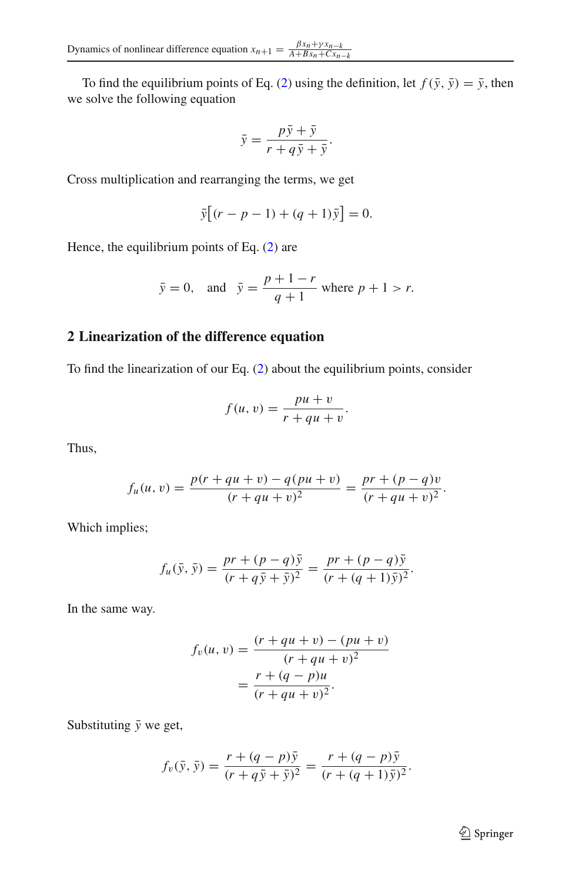To find the equilibrium points of Eq. (2) using the definition, let $f(\bar{y}, \bar{y}) = \bar{y}$, then we solve the following equation

$$\bar{y} = \frac{p\bar{y} + \bar{y}}{r + q\bar{y} + \bar{y}}.$$

Cross multiplication and rearranging the terms, we get

$$\bar{y}\big[(r - p - 1) + (q + 1)\bar{y}\big] = 0.$$

Hence, the equilibrium points of Eq. (2) are

$$\bar{y} = 0, \quad \text{and} \quad \bar{y} = \frac{p + 1 - r}{q + 1} \text{ where } p + 1 > r.$$

## 2 Linearization of the difference equation

To find the linearization of our Eq. (2) about the equilibrium points, consider

$$f(u, v) = \frac{pu + v}{r + qu + v}.$$

Thus,

$$f_u(u, v) = \frac{p(r + qu + v) - q(pu + v)}{(r + qu + v)^2} = \frac{pr + (p - q)v}{(r + qu + v)^2}.$$

Which implies;

$$f_u(\bar{y}, \bar{y}) = \frac{pr + (p - q)\bar{y}}{(r + q\bar{y} + \bar{y})^2} = \frac{pr + (p - q)\bar{y}}{(r + (q + 1)\bar{y})^2}.$$

In the same way.

$$f_v(u, v) = \frac{(r + qu + v) - (pu + v)}{(r + qu + v)^2} = \frac{r + (q - p)u}{(r + qu + v)^2}.$$

Substituting $\bar{y}$ we get,

$$f_v(\bar{y}, \bar{y}) = \frac{r + (q - p)\bar{y}}{(r + q\bar{y} + \bar{y})^2} = \frac{r + (q - p)\bar{y}}{(r + (q + 1)\bar{y})^2}.$$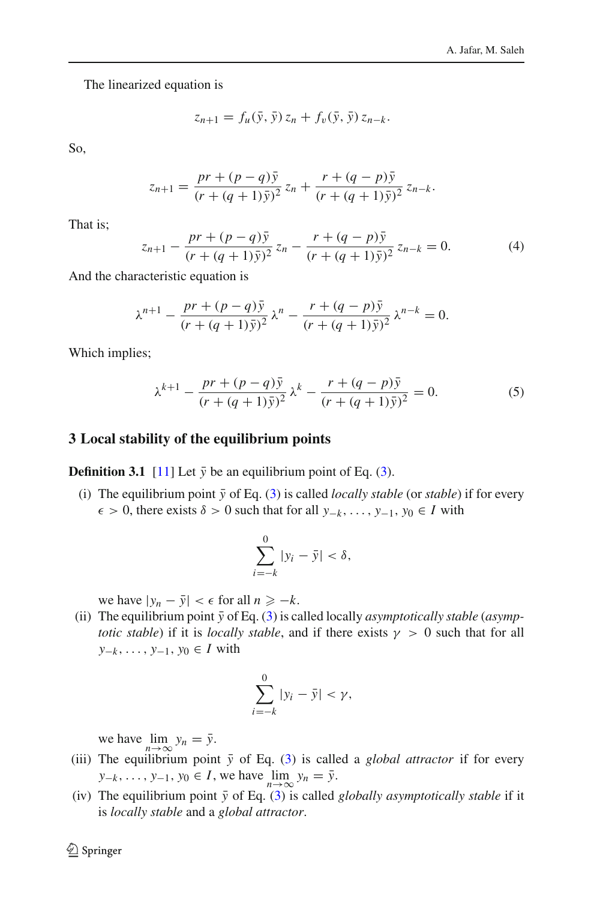The linearized equation is

$$z_{n+1} = f_u(\bar{y}, \bar{y})\, z_n + f_v(\bar{y}, \bar{y})\, z_{n-k}.$$

So,

$$z_{n+1} = \frac{pr + (p-q)\bar{y}}{(r + (q+1)\bar{y})^2}\, z_n + \frac{r + (q-p)\bar{y}}{(r + (q+1)\bar{y})^2}\, z_{n-k}.$$

That is;

$$z_{n+1} - \frac{pr + (p-q)\bar{y}}{(r + (q+1)\bar{y})^2}\, z_n - \frac{r + (q-p)\bar{y}}{(r + (q+1)\bar{y})^2}\, z_{n-k} = 0. \tag{4}$$

And the characteristic equation is

$$\lambda^{n+1} - \frac{pr + (p-q)\bar{y}}{(r + (q+1)\bar{y})^2}\, \lambda^n - \frac{r + (q-p)\bar{y}}{(r + (q+1)\bar{y})^2}\, \lambda^{n-k} = 0.$$

Which implies;

$$\lambda^{k+1} - \frac{pr + (p-q)\bar{y}}{(r + (q+1)\bar{y})^2}\, \lambda^k - \frac{r + (q-p)\bar{y}}{(r + (q+1)\bar{y})^2} = 0. \tag{5}$$

## 3 Local stability of the equilibrium points

**Definition 3.1** [11] Let $\bar{y}$ be an equilibrium point of Eq. (3).

(i) The equilibrium point $\bar{y}$ of Eq. (3) is called *locally stable* (or *stable*) if for every $\epsilon > 0$, there exists $\delta > 0$ such that for all $y_{-k}, \ldots, y_{-1}, y_0 \in I$ with

$$\sum_{i=-k}^{0} |y_i - \bar{y}| < \delta,$$

we have $|y_n - \bar{y}| < \epsilon$ for all $n \geqslant -k$.

(ii) The equilibrium point $\bar{y}$ of Eq. (3) is called locally *asymptotically stable* (*asymptotic stable*) if it is *locally stable*, and if there exists $\gamma > 0$ such that for all $y_{-k}, \ldots, y_{-1}, y_0 \in I$ with

$$\sum_{i=-k}^{0} |y_i - \bar{y}| < \gamma,$$

we have $\lim_{n\to\infty} y_n = \bar{y}$.

(iii) The equilibrium point $\bar{y}$ of Eq. (3) is called a *global attractor* if for every $y_{-k}, \ldots, y_{-1}, y_0 \in I$, we have $\lim_{n\to\infty} y_n = \bar{y}$.

(iv) The equilibrium point $\bar{y}$ of Eq. (3) is called *globally asymptotically stable* if it is *locally stable* and a *global attractor*.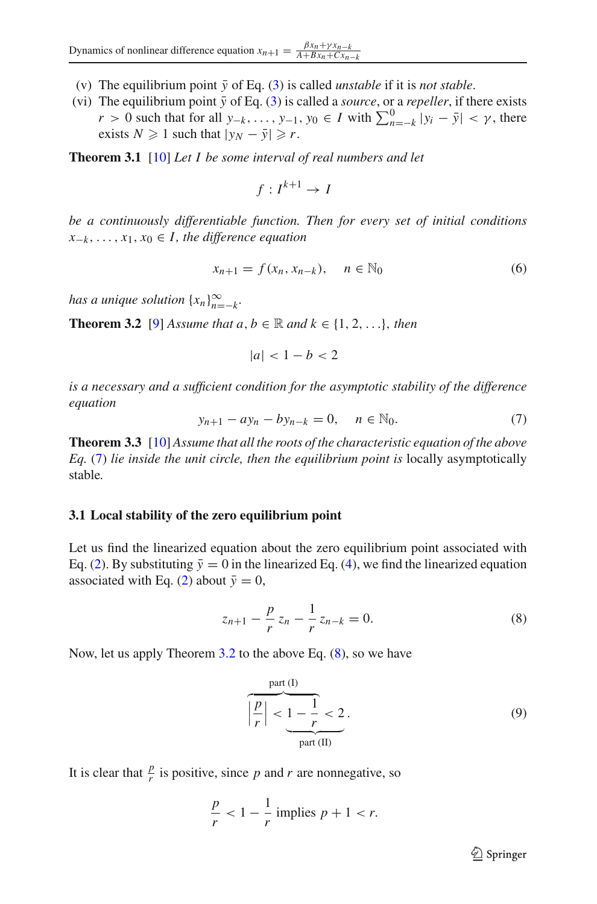(v) The equilibrium point $\bar{y}$ of Eq. (3) is called *unstable* if it is *not stable*.

(vi) The equilibrium point $\bar{y}$ of Eq. (3) is called a *source*, or a *repeller*, if there exists $r > 0$ such that for all $y_{-k}, \ldots, y_{-1}, y_0 \in I$ with $\sum_{n=-k}^{0} |y_i - \bar{y}| < \gamma$, there exists $N \geqslant 1$ such that $|y_N - \bar{y}| \geqslant r$.

**Theorem 3.1** [10] *Let $I$ be some interval of real numbers and let*

$$f : I^{k+1} \to I$$

*be a continuously differentiable function. Then for every set of initial conditions $x_{-k}, \ldots, x_1, x_0 \in I$, the difference equation*

$$x_{n+1} = f(x_n, x_{n-k}), \quad n \in \mathbb{N}_0 \tag{6}$$

*has a unique solution $\{x_n\}_{n=-k}^{\infty}$.*

**Theorem 3.2** [9] *Assume that $a, b \in \mathbb{R}$ and $k \in \{1, 2, \ldots\}$, then*

$$|a| < 1 - b < 2$$

*is a necessary and a sufficient condition for the asymptotic stability of the difference equation*

$$y_{n+1} - ay_n - by_{n-k} = 0, \quad n \in \mathbb{N}_0. \tag{7}$$

**Theorem 3.3** [10] *Assume that all the roots of the characteristic equation of the above Eq. (7) lie inside the unit circle, then the equilibrium point is* locally asymptotically stable.

### 3.1 Local stability of the zero equilibrium point

Let us find the linearized equation about the zero equilibrium point associated with Eq. (2). By substituting $\bar{y} = 0$ in the linearized Eq. (4), we find the linearized equation associated with Eq. (2) about $\bar{y} = 0$,

$$z_{n+1} - \frac{p}{r} z_n - \frac{1}{r} z_{n-k} = 0. \tag{8}$$

Now, let us apply Theorem 3.2 to the above Eq. (8), so we have

$$\overbrace{\left|\frac{p}{r}\right| < 1 - \frac{1}{r}}^{\text{part (I)}} \underbrace{\phantom{1 - \frac{1}{r}} < 2}_{\text{part (II)}}. \tag{9}$$

It is clear that $\frac{p}{r}$ is positive, since $p$ and $r$ are nonnegative, so

$$\frac{p}{r} < 1 - \frac{1}{r} \text{ implies } p + 1 < r.$$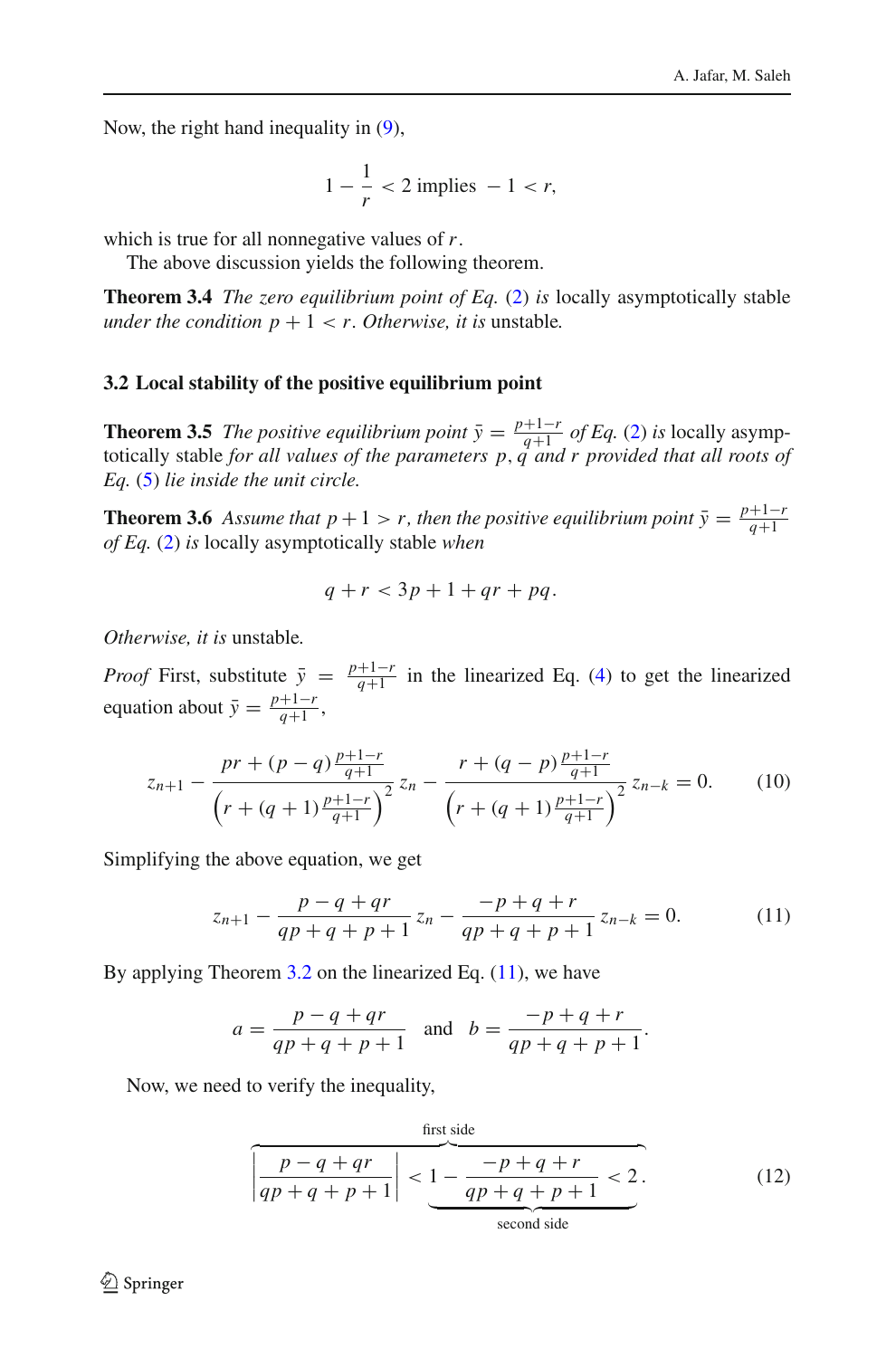Now, the right hand inequality in (9),

$$1 - \frac{1}{r} < 2 \text{ implies } -1 < r,$$

which is true for all nonnegative values of $r$.

The above discussion yields the following theorem.

**Theorem 3.4** *The zero equilibrium point of Eq.* (2) *is* locally asymptotically stable *under the condition* $p + 1 < r$. *Otherwise, it is* unstable*.*

### 3.2 Local stability of the positive equilibrium point

**Theorem 3.5** *The positive equilibrium point* $\bar{y} = \frac{p+1-r}{q+1}$ *of Eq.* (2) *is* locally asymptotically stable *for all values of the parameters* $p, q$ *and* $r$ *provided that all roots of Eq.* (5) *lie inside the unit circle.*

**Theorem 3.6** *Assume that* $p + 1 > r$*, then the positive equilibrium point* $\bar{y} = \frac{p+1-r}{q+1}$ *of Eq.* (2) *is* locally asymptotically stable *when*

$$q + r < 3p + 1 + qr + pq.$$

*Otherwise, it is* unstable*.*

*Proof* First, substitute $\bar{y} = \frac{p+1-r}{q+1}$ in the linearized Eq. (4) to get the linearized equation about $\bar{y} = \frac{p+1-r}{q+1}$,

$$z_{n+1} - \frac{pr + (p-q)\frac{p+1-r}{q+1}}{\left(r + (q+1)\frac{p+1-r}{q+1}\right)^2} z_n - \frac{r + (q-p)\frac{p+1-r}{q+1}}{\left(r + (q+1)\frac{p+1-r}{q+1}\right)^2} z_{n-k} = 0. \tag{10}$$

Simplifying the above equation, we get

$$z_{n+1} - \frac{p - q + qr}{qp + q + p + 1} z_n - \frac{-p + q + r}{qp + q + p + 1} z_{n-k} = 0. \tag{11}$$

By applying Theorem 3.2 on the linearized Eq. (11), we have

$$a = \frac{p - q + qr}{qp + q + p + 1} \quad \text{and} \quad b = \frac{-p + q + r}{qp + q + p + 1}.$$

Now, we need to verify the inequality,

$$\overbrace{\left| \frac{p - q + qr}{qp + q + p + 1} \right| < \underbrace{1 - \frac{-p + q + r}{qp + q + p + 1} < 2}_{\text{second side}}}^{\text{first side}}. \tag{12}$$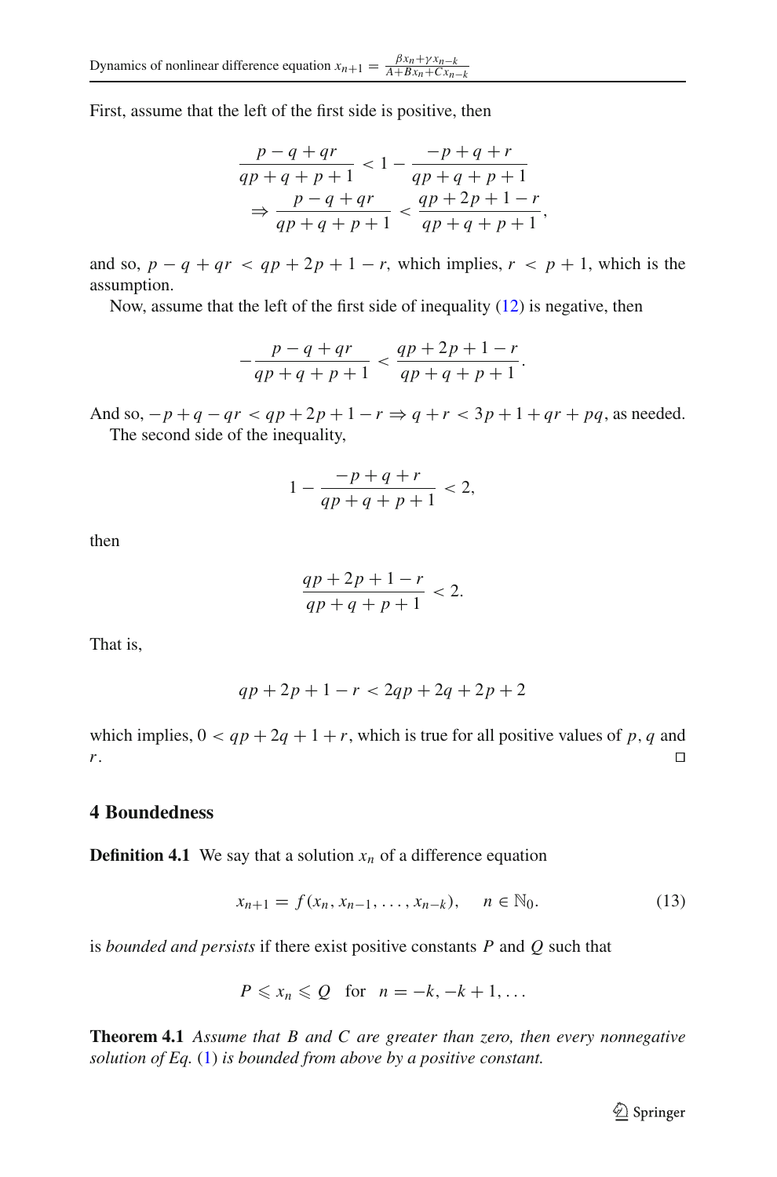First, assume that the left of the first side is positive, then

$$\frac{p-q+qr}{qp+q+p+1} < 1 - \frac{-p+q+r}{qp+q+p+1}$$
$$\Rightarrow \frac{p-q+qr}{qp+q+p+1} < \frac{qp+2p+1-r}{qp+q+p+1},$$

and so, $p - q + qr < qp + 2p + 1 - r$, which implies, $r < p + 1$, which is the assumption.

Now, assume that the left of the first side of inequality (12) is negative, then

$$-\frac{p-q+qr}{qp+q+p+1} < \frac{qp+2p+1-r}{qp+q+p+1}.$$

And so, $-p+q-qr < qp+2p+1-r \Rightarrow q+r < 3p+1+qr+pq$, as needed.

The second side of the inequality,

$$1 - \frac{-p+q+r}{qp+q+p+1} < 2,$$

then

$$\frac{qp+2p+1-r}{qp+q+p+1} < 2.$$

That is,

$$qp+2p+1-r < 2qp+2q+2p+2$$

which implies, $0 < qp+2q+1+r$, which is true for all positive values of $p$, $q$ and $r$. □

## 4 Boundedness

**Definition 4.1** We say that a solution $x_n$ of a difference equation

$$x_{n+1} = f(x_n, x_{n-1}, \ldots, x_{n-k}), \quad n \in \mathbb{N}_0. \tag{13}$$

is *bounded and persists* if there exist positive constants $P$ and $Q$ such that

$$P \leqslant x_n \leqslant Q \quad \text{for} \quad n = -k, -k+1, \ldots$$

**Theorem 4.1** *Assume that $B$ and $C$ are greater than zero, then every nonnegative solution of Eq.* (1) *is bounded from above by a positive constant.*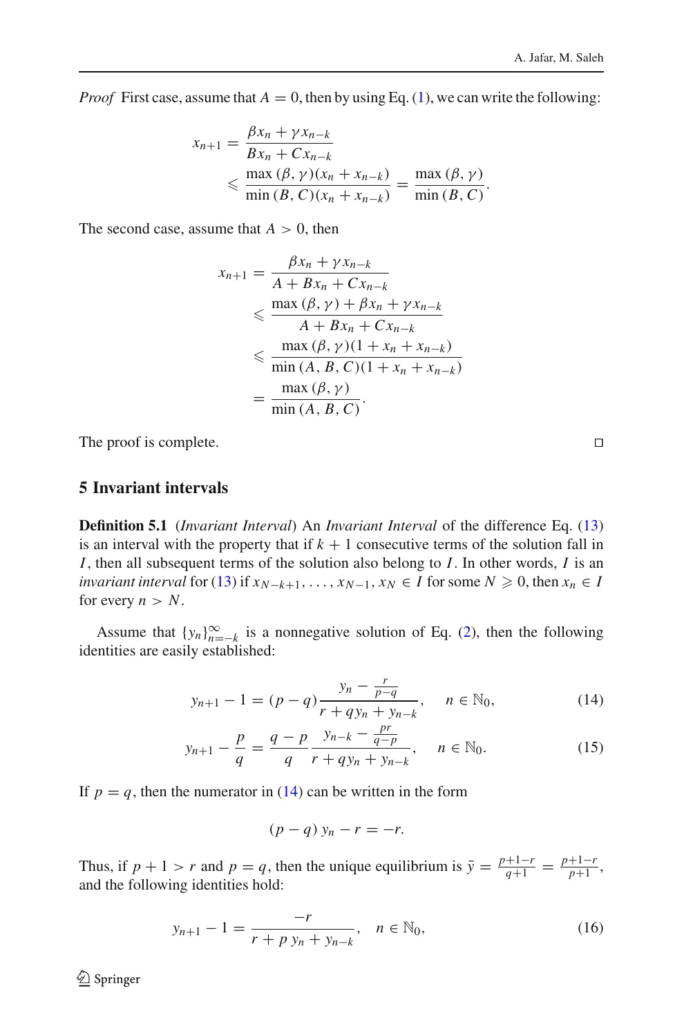*Proof* First case, assume that $A = 0$, then by using Eq. (1), we can write the following:

$$
\begin{aligned}
x_{n+1} &= \frac{\beta x_n + \gamma x_{n-k}}{B x_n + C x_{n-k}} \\
&\leqslant \frac{\max(\beta, \gamma)(x_n + x_{n-k})}{\min(B, C)(x_n + x_{n-k})} = \frac{\max(\beta, \gamma)}{\min(B, C)}.
\end{aligned}
$$

The second case, assume that $A > 0$, then

$$
\begin{aligned}
x_{n+1} &= \frac{\beta x_n + \gamma x_{n-k}}{A + B x_n + C x_{n-k}} \\
&\leqslant \frac{\max(\beta, \gamma) + \beta x_n + \gamma x_{n-k}}{A + B x_n + C x_{n-k}} \\
&\leqslant \frac{\max(\beta, \gamma)(1 + x_n + x_{n-k})}{\min(A, B, C)(1 + x_n + x_{n-k})} \\
&= \frac{\max(\beta, \gamma)}{\min(A, B, C)}.
\end{aligned}
$$

The proof is complete. □

## 5 Invariant intervals

**Definition 5.1** (*Invariant Interval*) An *Invariant Interval* of the difference Eq. (13) is an interval with the property that if $k+1$ consecutive terms of the solution fall in $I$, then all subsequent terms of the solution also belong to $I$. In other words, $I$ is an *invariant interval* for (13) if $x_{N-k+1}, \ldots, x_{N-1}, x_N \in I$ for some $N \geqslant 0$, then $x_n \in I$ for every $n > N$.

Assume that $\{y_n\}_{n=-k}^{\infty}$ is a nonnegative solution of Eq. (2), then the following identities are easily established:

$$
y_{n+1} - 1 = (p - q)\frac{y_n - \frac{r}{p-q}}{r + q y_n + y_{n-k}}, \quad n \in \mathbb{N}_0, \tag{14}
$$

$$
y_{n+1} - \frac{p}{q} = \frac{q-p}{q}\frac{y_{n-k} - \frac{pr}{q-p}}{r + q y_n + y_{n-k}}, \quad n \in \mathbb{N}_0. \tag{15}
$$

If $p = q$, then the numerator in (14) can be written in the form

$$
(p - q)\, y_n - r = -r.
$$

Thus, if $p + 1 > r$ and $p = q$, then the unique equilibrium is $\bar{y} = \frac{p+1-r}{q+1} = \frac{p+1-r}{p+1}$, and the following identities hold:

$$
y_{n+1} - 1 = \frac{-r}{r + p\, y_n + y_{n-k}}, \quad n \in \mathbb{N}_0, \tag{16}
$$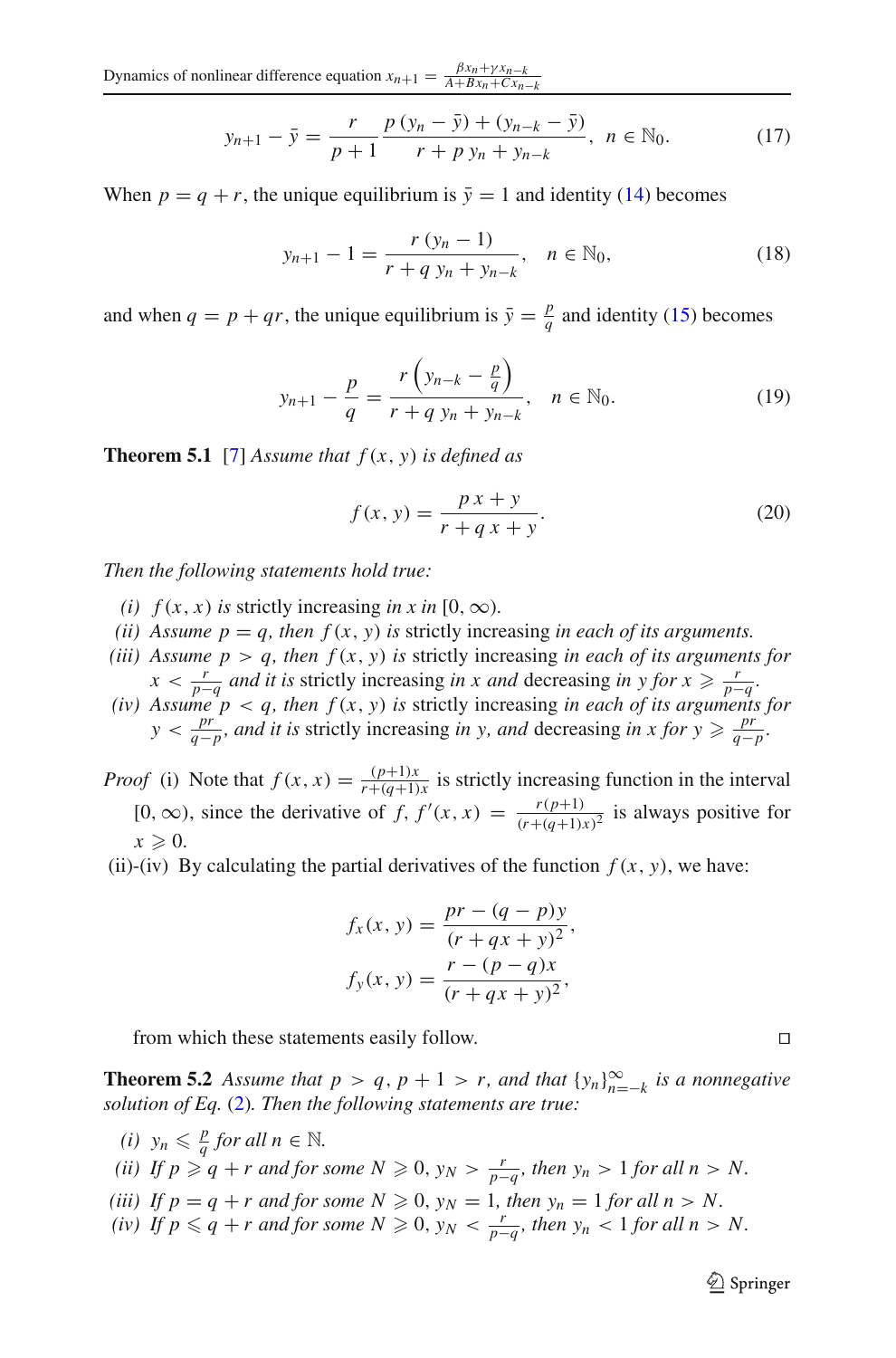$$y_{n+1} - \bar{y} = \frac{r}{p+1} \frac{p\,(y_n - \bar{y}) + (y_{n-k} - \bar{y})}{r + p\,y_n + y_{n-k}}, \quad n \in \mathbb{N}_0. \tag{17}$$

When $p = q + r$, the unique equilibrium is $\bar{y} = 1$ and identity (14) becomes

$$y_{n+1} - 1 = \frac{r\,(y_n - 1)}{r + q\,y_n + y_{n-k}}, \quad n \in \mathbb{N}_0, \tag{18}$$

and when $q = p + qr$, the unique equilibrium is $\bar{y} = \frac{p}{q}$ and identity (15) becomes

$$y_{n+1} - \frac{p}{q} = \frac{r\left(y_{n-k} - \frac{p}{q}\right)}{r + q\,y_n + y_{n-k}}, \quad n \in \mathbb{N}_0. \tag{19}$$

**Theorem 5.1** [7] *Assume that $f(x, y)$ is defined as*

$$f(x, y) = \frac{p\,x + y}{r + q\,x + y}. \tag{20}$$

*Then the following statements hold true:*

- *(i)* $f(x, x)$ *is* strictly increasing *in $x$ in* $[0, \infty)$.
- *(ii) Assume $p = q$, then $f(x, y)$ is* strictly increasing *in each of its arguments.*
- *(iii) Assume $p > q$, then $f(x, y)$ is* strictly increasing *in each of its arguments for $x < \frac{r}{p-q}$ and it is* strictly increasing *in $x$ and* decreasing *in $y$ for $x \geqslant \frac{r}{p-q}$.*
- *(iv) Assume $p < q$, then $f(x, y)$ is* strictly increasing *in each of its arguments for $y < \frac{pr}{q-p}$, and it is* strictly increasing *in $y$, and* decreasing *in $x$ for $y \geqslant \frac{pr}{q-p}$.*

*Proof* (i) Note that $f(x, x) = \frac{(p+1)x}{r+(q+1)x}$ is strictly increasing function in the interval $[0, \infty)$, since the derivative of $f$, $f'(x, x) = \frac{r(p+1)}{(r+(q+1)x)^2}$ is always positive for $x \geqslant 0$.

(ii)-(iv) By calculating the partial derivatives of the function $f(x, y)$, we have:

$$f_x(x, y) = \frac{pr - (q - p)y}{(r + qx + y)^2},$$

$$f_y(x, y) = \frac{r - (p - q)x}{(r + qx + y)^2},$$

from which these statements easily follow. □

**Theorem 5.2** *Assume that $p > q$, $p + 1 > r$, and that $\{y_n\}_{n=-k}^{\infty}$ is a nonnegative solution of Eq. (2). Then the following statements are true:*

- *(i) $y_n \leqslant \frac{p}{q}$ for all $n \in \mathbb{N}$.*
- *(ii) If $p \geqslant q + r$ and for some $N \geqslant 0$, $y_N > \frac{r}{p-q}$, then $y_n > 1$ for all $n > N$.*
- *(iii) If $p = q + r$ and for some $N \geqslant 0$, $y_N = 1$, then $y_n = 1$ for all $n > N$.*
- *(iv) If $p \leqslant q + r$ and for some $N \geqslant 0$, $y_N < \frac{r}{p-q}$, then $y_n < 1$ for all $n > N$.*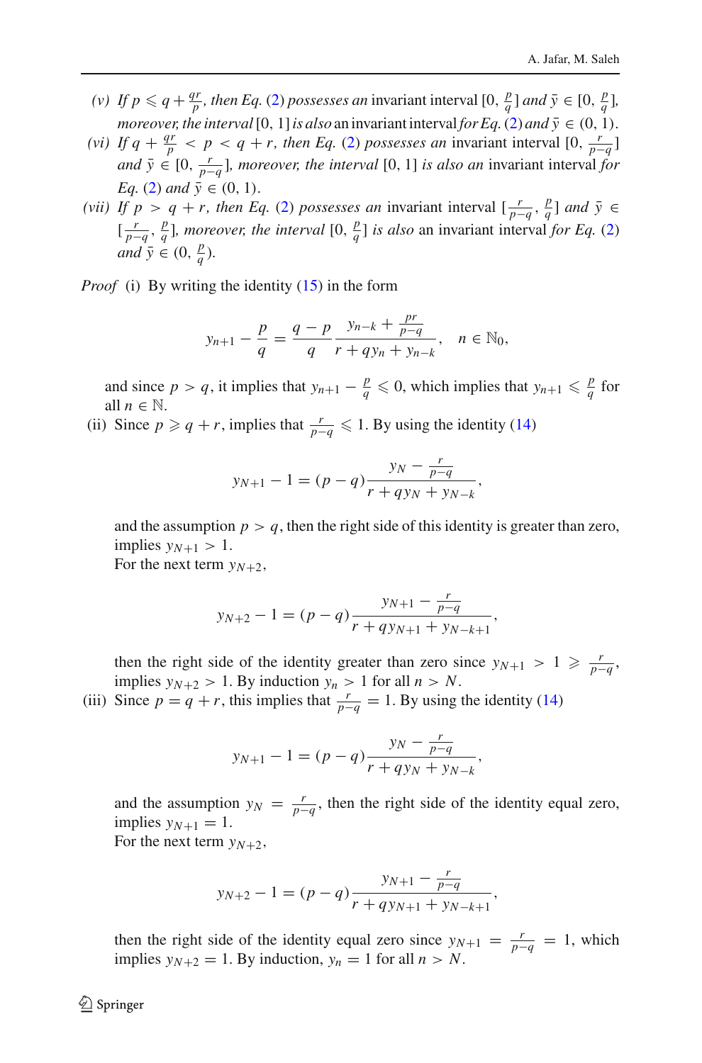*(v)* *If* $p \leqslant q + \frac{qr}{p}$, *then Eq.* (2) *possesses an* invariant interval $[0, \frac{p}{q}]$ *and* $\bar{y} \in [0, \frac{p}{q}]$, *moreover, the interval* $[0, 1]$ *is also* an invariant interval *for Eq.* (2) *and* $\bar{y} \in (0, 1)$.

*(vi)* *If* $q + \frac{qr}{p} < p < q + r$, *then Eq.* (2) *possesses an* invariant interval $[0, \frac{r}{p-q}]$ *and* $\bar{y} \in [0, \frac{r}{p-q}]$, *moreover, the interval* $[0, 1]$ *is also an* invariant interval *for Eq.* (2) *and* $\bar{y} \in (0, 1)$.

*(vii)* *If* $p > q + r$, *then Eq.* (2) *possesses an* invariant interval $[\frac{r}{p-q}, \frac{p}{q}]$ *and* $\bar{y} \in [\frac{r}{p-q}, \frac{p}{q}]$, *moreover, the interval* $[0, \frac{p}{q}]$ *is also* an invariant interval *for Eq.* (2) *and* $\bar{y} \in (0, \frac{p}{q})$.

*Proof* (i) By writing the identity (15) in the form

$$y_{n+1} - \frac{p}{q} = \frac{q-p}{q} \frac{y_{n-k} + \frac{pr}{p-q}}{r + qy_n + y_{n-k}}, \quad n \in \mathbb{N}_0,$$

and since $p > q$, it implies that $y_{n+1} - \frac{p}{q} \leqslant 0$, which implies that $y_{n+1} \leqslant \frac{p}{q}$ for all $n \in \mathbb{N}$.

(ii) Since $p \geqslant q + r$, implies that $\frac{r}{p-q} \leqslant 1$. By using the identity (14)

$$y_{N+1} - 1 = (p-q) \frac{y_N - \frac{r}{p-q}}{r + qy_N + y_{N-k}},$$

and the assumption $p > q$, then the right side of this identity is greater than zero, implies $y_{N+1} > 1$.

For the next term $y_{N+2}$,

$$y_{N+2} - 1 = (p-q) \frac{y_{N+1} - \frac{r}{p-q}}{r + qy_{N+1} + y_{N-k+1}},$$

then the right side of the identity greater than zero since $y_{N+1} > 1 \geqslant \frac{r}{p-q}$, implies $y_{N+2} > 1$. By induction $y_n > 1$ for all $n > N$.

(iii) Since $p = q + r$, this implies that $\frac{r}{p-q} = 1$. By using the identity (14)

$$y_{N+1} - 1 = (p-q) \frac{y_N - \frac{r}{p-q}}{r + qy_N + y_{N-k}},$$

and the assumption $y_N = \frac{r}{p-q}$, then the right side of the identity equal zero, implies $y_{N+1} = 1$.

For the next term $y_{N+2}$,

$$y_{N+2} - 1 = (p-q) \frac{y_{N+1} - \frac{r}{p-q}}{r + qy_{N+1} + y_{N-k+1}},$$

then the right side of the identity equal zero since $y_{N+1} = \frac{r}{p-q} = 1$, which implies $y_{N+2} = 1$. By induction, $y_n = 1$ for all $n > N$.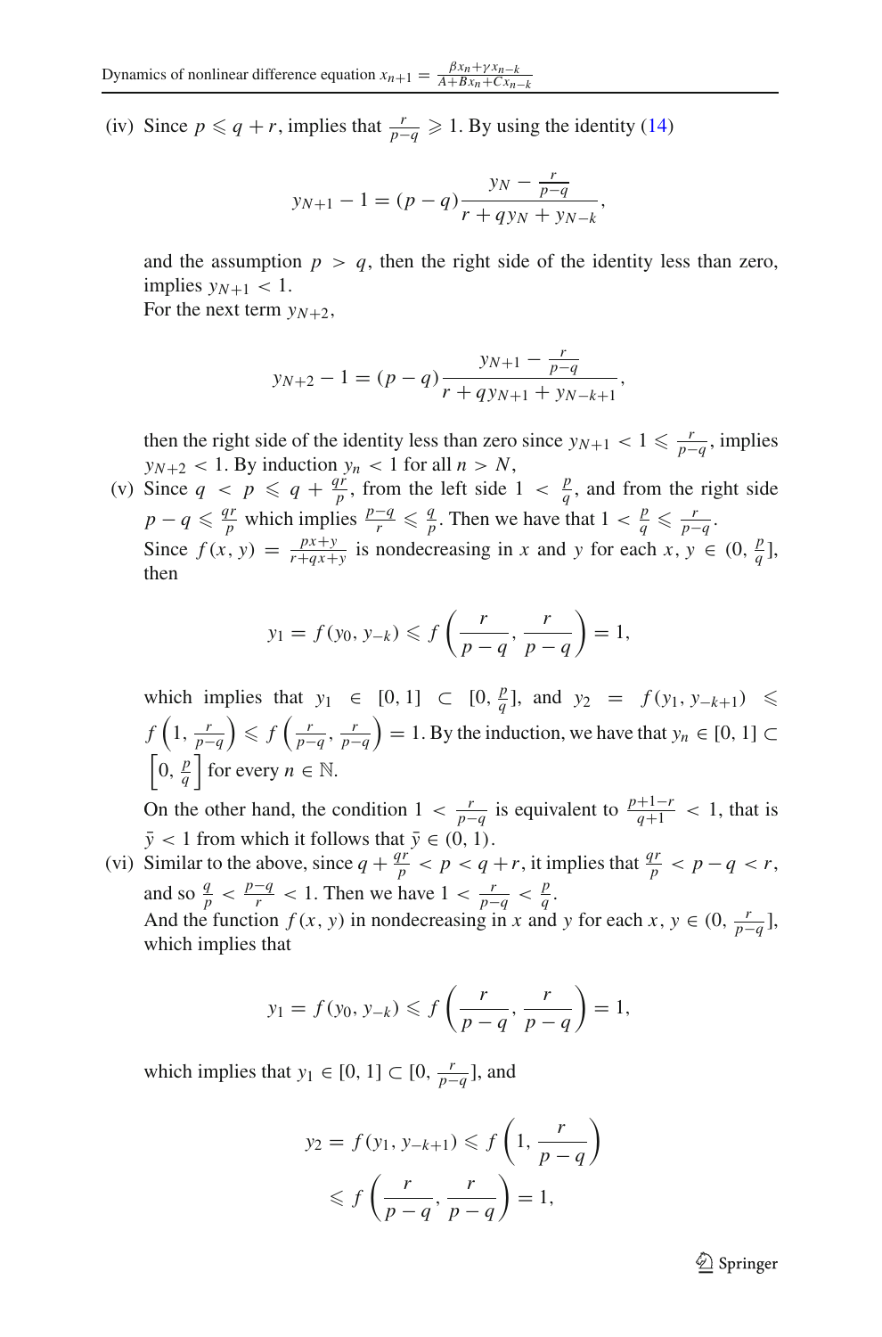(iv) Since $p \leqslant q + r$, implies that $\frac{r}{p-q} \geqslant 1$. By using the identity (14)

$$y_{N+1} - 1 = (p-q)\frac{y_N - \frac{r}{p-q}}{r + qy_N + y_{N-k}},$$

and the assumption $p > q$, then the right side of the identity less than zero, implies $y_{N+1} < 1$.

For the next term $y_{N+2}$,

$$y_{N+2} - 1 = (p-q)\frac{y_{N+1} - \frac{r}{p-q}}{r + qy_{N+1} + y_{N-k+1}},$$

then the right side of the identity less than zero since $y_{N+1} < 1 \leqslant \frac{r}{p-q}$, implies $y_{N+2} < 1$. By induction $y_n < 1$ for all $n > N$,

(v) Since $q < p \leqslant q + \frac{qr}{p}$, from the left side $1 < \frac{p}{q}$, and from the right side $p - q \leqslant \frac{qr}{p}$ which implies $\frac{p-q}{r} \leqslant \frac{q}{p}$. Then we have that $1 < \frac{p}{q} \leqslant \frac{r}{p-q}$.

Since $f(x, y) = \frac{px+y}{r+qx+y}$ is nondecreasing in $x$ and $y$ for each $x, y \in (0, \frac{p}{q}]$, then

$$y_1 = f(y_0, y_{-k}) \leqslant f\left(\frac{r}{p-q}, \frac{r}{p-q}\right) = 1,$$

which implies that $y_1 \in [0, 1] \subset [0, \frac{p}{q}]$, and $y_2 = f(y_1, y_{-k+1}) \leqslant f\left(1, \frac{r}{p-q}\right) \leqslant f\left(\frac{r}{p-q}, \frac{r}{p-q}\right) = 1$. By the induction, we have that $y_n \in [0, 1] \subset \left[0, \frac{p}{q}\right]$ for every $n \in \mathbb{N}$.

On the other hand, the condition $1 < \frac{r}{p-q}$ is equivalent to $\frac{p+1-r}{q+1} < 1$, that is $\bar{y} < 1$ from which it follows that $\bar{y} \in (0, 1)$.

(vi) Similar to the above, since $q + \frac{qr}{p} < p < q + r$, it implies that $\frac{qr}{p} < p - q < r$, and so $\frac{q}{p} < \frac{p-q}{r} < 1$. Then we have $1 < \frac{r}{p-q} < \frac{p}{q}$.

And the function $f(x, y)$ in nondecreasing in $x$ and $y$ for each $x, y \in (0, \frac{r}{p-q}]$, which implies that

$$y_1 = f(y_0, y_{-k}) \leqslant f\left(\frac{r}{p-q}, \frac{r}{p-q}\right) = 1,$$

which implies that $y_1 \in [0, 1] \subset [0, \frac{r}{p-q}]$, and

$$\begin{aligned} y_2 = f(y_1, y_{-k+1}) &\leqslant f\left(1, \frac{r}{p-q}\right) \\ &\leqslant f\left(\frac{r}{p-q}, \frac{r}{p-q}\right) = 1, \end{aligned}$$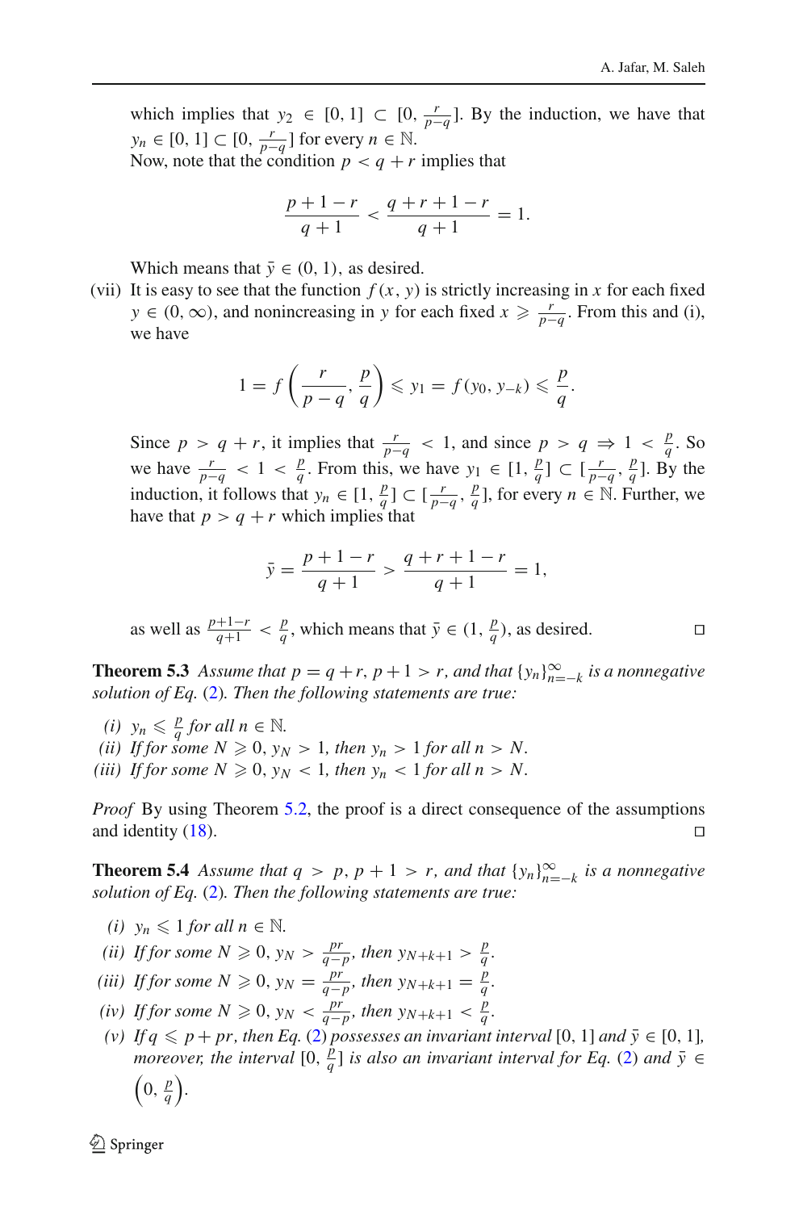which implies that $y_2 \in [0, 1] \subset [0, \frac{r}{p-q}]$. By the induction, we have that $y_n \in [0, 1] \subset [0, \frac{r}{p-q}]$ for every $n \in \mathbb{N}$.
Now, note that the condition $p < q + r$ implies that

$$\frac{p+1-r}{q+1} < \frac{q+r+1-r}{q+1} = 1.$$

Which means that $\bar{y} \in (0, 1)$, as desired.

(vii) It is easy to see that the function $f(x, y)$ is strictly increasing in $x$ for each fixed $y \in (0, \infty)$, and nonincreasing in $y$ for each fixed $x \geqslant \frac{r}{p-q}$. From this and (i), we have

$$1 = f\left(\frac{r}{p-q}, \frac{p}{q}\right) \leqslant y_1 = f(y_0, y_{-k}) \leqslant \frac{p}{q}.$$

Since $p > q + r$, it implies that $\frac{r}{p-q} < 1$, and since $p > q \Rightarrow 1 < \frac{p}{q}$. So we have $\frac{r}{p-q} < 1 < \frac{p}{q}$. From this, we have $y_1 \in [1, \frac{p}{q}] \subset [\frac{r}{p-q}, \frac{p}{q}]$. By the induction, it follows that $y_n \in [1, \frac{p}{q}] \subset [\frac{r}{p-q}, \frac{p}{q}]$, for every $n \in \mathbb{N}$. Further, we have that $p > q + r$ which implies that

$$\bar{y} = \frac{p+1-r}{q+1} > \frac{q+r+1-r}{q+1} = 1,$$

as well as $\frac{p+1-r}{q+1} < \frac{p}{q}$, which means that $\bar{y} \in (1, \frac{p}{q})$, as desired. □

**Theorem 5.3** *Assume that $p = q + r$, $p + 1 > r$, and that $\{y_n\}_{n=-k}^{\infty}$ is a nonnegative solution of Eq. (2). Then the following statements are true:*

*(i) $y_n \leqslant \frac{p}{q}$ for all $n \in \mathbb{N}$.*
*(ii) If for some $N \geqslant 0$, $y_N > 1$, then $y_n > 1$ for all $n > N$.*
*(iii) If for some $N \geqslant 0$, $y_N < 1$, then $y_n < 1$ for all $n > N$.*

*Proof* By using Theorem 5.2, the proof is a direct consequence of the assumptions and identity (18). □

**Theorem 5.4** *Assume that $q > p$, $p + 1 > r$, and that $\{y_n\}_{n=-k}^{\infty}$ is a nonnegative solution of Eq. (2). Then the following statements are true:*

*(i) $y_n \leqslant 1$ for all $n \in \mathbb{N}$.*
*(ii) If for some $N \geqslant 0$, $y_N > \frac{pr}{q-p}$, then $y_{N+k+1} > \frac{p}{q}$.*
*(iii) If for some $N \geqslant 0$, $y_N = \frac{pr}{q-p}$, then $y_{N+k+1} = \frac{p}{q}$.*
*(iv) If for some $N \geqslant 0$, $y_N < \frac{pr}{q-p}$, then $y_{N+k+1} < \frac{p}{q}$.*
*(v) If $q \leqslant p + pr$, then Eq. (2) possesses an invariant interval $[0, 1]$ and $\bar{y} \in [0, 1]$, moreover, the interval $[0, \frac{p}{q}]$ is also an invariant interval for Eq. (2) and $\bar{y} \in \left(0, \frac{p}{q}\right)$.*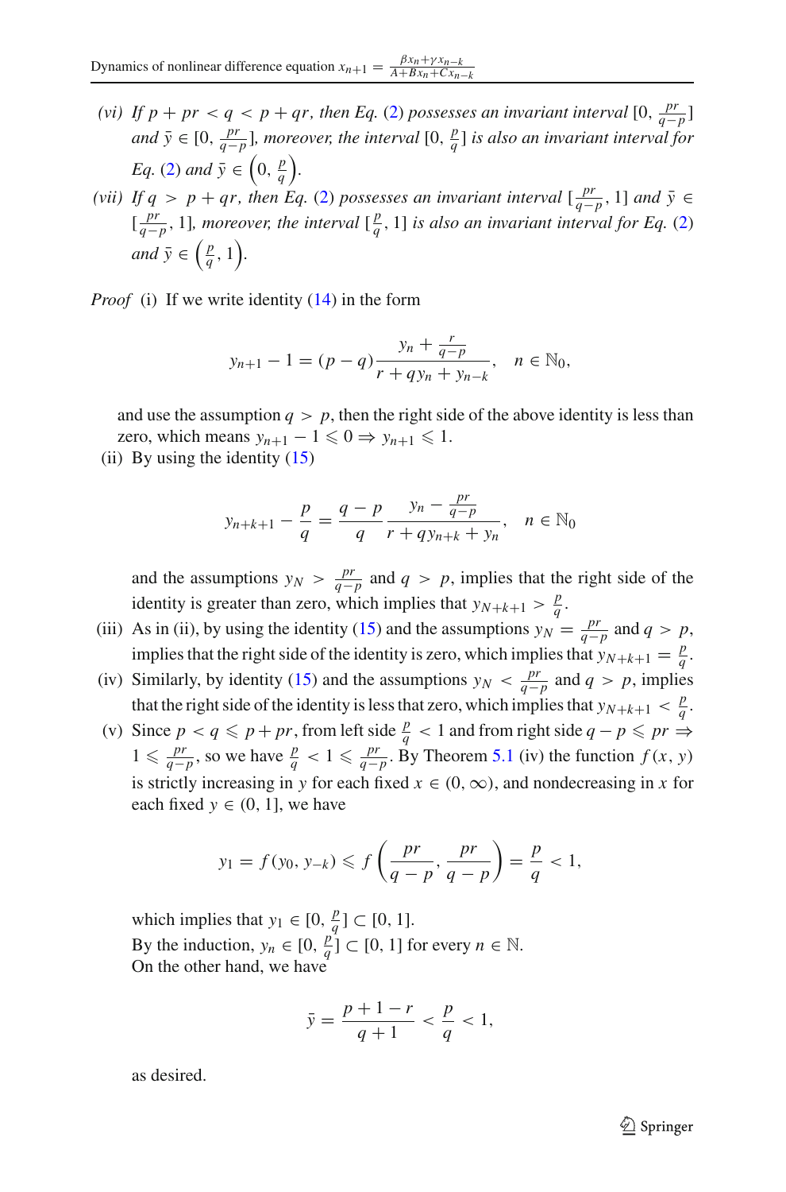*(vi) If $p + pr < q < p + qr$, then Eq. (2) possesses an invariant interval $[0, \frac{pr}{q-p}]$ and $\bar{y} \in [0, \frac{pr}{q-p}]$, moreover, the interval $[0, \frac{p}{q}]$ is also an invariant interval for Eq. (2) and $\bar{y} \in \left(0, \frac{p}{q}\right)$.*

*(vii) If $q > p + qr$, then Eq. (2) possesses an invariant interval $[\frac{pr}{q-p}, 1]$ and $\bar{y} \in [\frac{pr}{q-p}, 1]$, moreover, the interval $[\frac{p}{q}, 1]$ is also an invariant interval for Eq. (2) and $\bar{y} \in \left(\frac{p}{q}, 1\right)$.*

*Proof* (i) If we write identity (14) in the form

$$y_{n+1} - 1 = (p-q)\frac{y_n + \frac{r}{q-p}}{r + qy_n + y_{n-k}}, \quad n \in \mathbb{N}_0,$$

and use the assumption $q > p$, then the right side of the above identity is less than zero, which means $y_{n+1} - 1 \leqslant 0 \Rightarrow y_{n+1} \leqslant 1$.

(ii) By using the identity (15)

$$y_{n+k+1} - \frac{p}{q} = \frac{q-p}{q}\frac{y_n - \frac{pr}{q-p}}{r + qy_{n+k} + y_n}, \quad n \in \mathbb{N}_0$$

and the assumptions $y_N > \frac{pr}{q-p}$ and $q > p$, implies that the right side of the identity is greater than zero, which implies that $y_{N+k+1} > \frac{p}{q}$.

(iii) As in (ii), by using the identity (15) and the assumptions $y_N = \frac{pr}{q-p}$ and $q > p$, implies that the right side of the identity is zero, which implies that $y_{N+k+1} = \frac{p}{q}$.

(iv) Similarly, by identity (15) and the assumptions $y_N < \frac{pr}{q-p}$ and $q > p$, implies that the right side of the identity is less that zero, which implies that $y_{N+k+1} < \frac{p}{q}$.

(v) Since $p < q \leqslant p + pr$, from left side $\frac{p}{q} < 1$ and from right side $q - p \leqslant pr \Rightarrow 1 \leqslant \frac{pr}{q-p}$, so we have $\frac{p}{q} < 1 \leqslant \frac{pr}{q-p}$. By Theorem 5.1 (iv) the function $f(x, y)$ is strictly increasing in $y$ for each fixed $x \in (0, \infty)$, and nondecreasing in $x$ for each fixed $y \in (0, 1]$, we have

$$y_1 = f(y_0, y_{-k}) \leqslant f\left(\frac{pr}{q-p}, \frac{pr}{q-p}\right) = \frac{p}{q} < 1,$$

which implies that $y_1 \in [0, \frac{p}{q}] \subset [0, 1]$.
By the induction, $y_n \in [0, \frac{p}{q}] \subset [0, 1]$ for every $n \in \mathbb{N}$.
On the other hand, we have

$$\bar{y} = \frac{p + 1 - r}{q + 1} < \frac{p}{q} < 1,$$

as desired.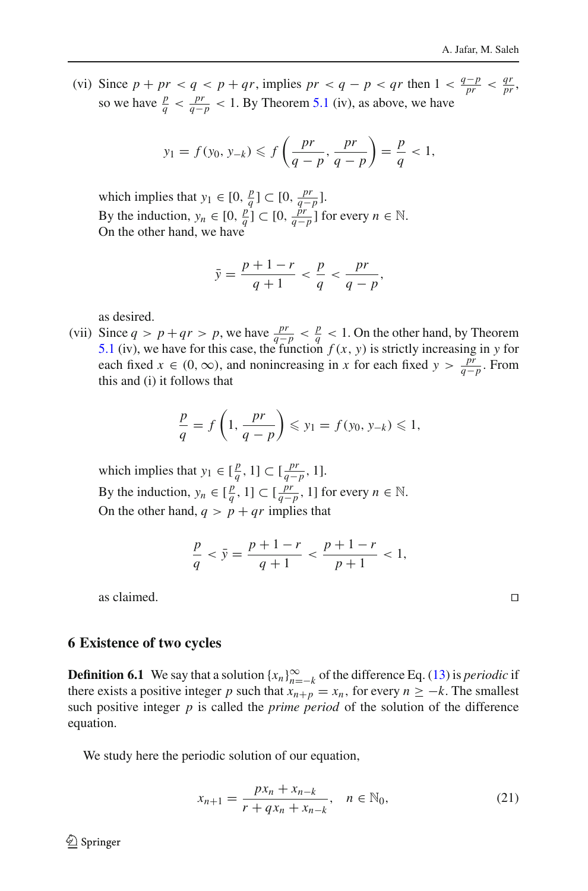(vi) Since $p + pr < q < p + qr$, implies $pr < q - p < qr$ then $1 < \frac{q-p}{pr} < \frac{qr}{pr}$, so we have $\frac{p}{q} < \frac{pr}{q-p} < 1$. By Theorem 5.1 (iv), as above, we have

$$y_1 = f(y_0, y_{-k}) \leqslant f\left(\frac{pr}{q-p}, \frac{pr}{q-p}\right) = \frac{p}{q} < 1,$$

which implies that $y_1 \in [0, \frac{p}{q}] \subset [0, \frac{pr}{q-p}]$.
By the induction, $y_n \in [0, \frac{p}{q}] \subset [0, \frac{pr}{q-p}]$ for every $n \in \mathbb{N}$.
On the other hand, we have

$$\bar{y} = \frac{p + 1 - r}{q + 1} < \frac{p}{q} < \frac{pr}{q - p},$$

as desired.

(vii) Since $q > p + qr > p$, we have $\frac{pr}{q-p} < \frac{p}{q} < 1$. On the other hand, by Theorem 5.1 (iv), we have for this case, the function $f(x, y)$ is strictly increasing in $y$ for each fixed $x \in (0, \infty)$, and nonincreasing in $x$ for each fixed $y > \frac{pr}{q-p}$. From this and (i) it follows that

$$\frac{p}{q} = f\left(1, \frac{pr}{q-p}\right) \leqslant y_1 = f(y_0, y_{-k}) \leqslant 1,$$

which implies that $y_1 \in [\frac{p}{q}, 1] \subset [\frac{pr}{q-p}, 1]$.
By the induction, $y_n \in [\frac{p}{q}, 1] \subset [\frac{pr}{q-p}, 1]$ for every $n \in \mathbb{N}$.
On the other hand, $q > p + qr$ implies that

$$\frac{p}{q} < \bar{y} = \frac{p + 1 - r}{q + 1} < \frac{p + 1 - r}{p + 1} < 1,$$

as claimed. □

## 6 Existence of two cycles

**Definition 6.1** We say that a solution $\{x_n\}_{n=-k}^{\infty}$ of the difference Eq. (13) is *periodic* if there exists a positive integer $p$ such that $x_{n+p} = x_n$, for every $n \geq -k$. The smallest such positive integer $p$ is called the *prime period* of the solution of the difference equation.

We study here the periodic solution of our equation,

$$x_{n+1} = \frac{px_n + x_{n-k}}{r + qx_n + x_{n-k}}, \quad n \in \mathbb{N}_0, \tag{21}$$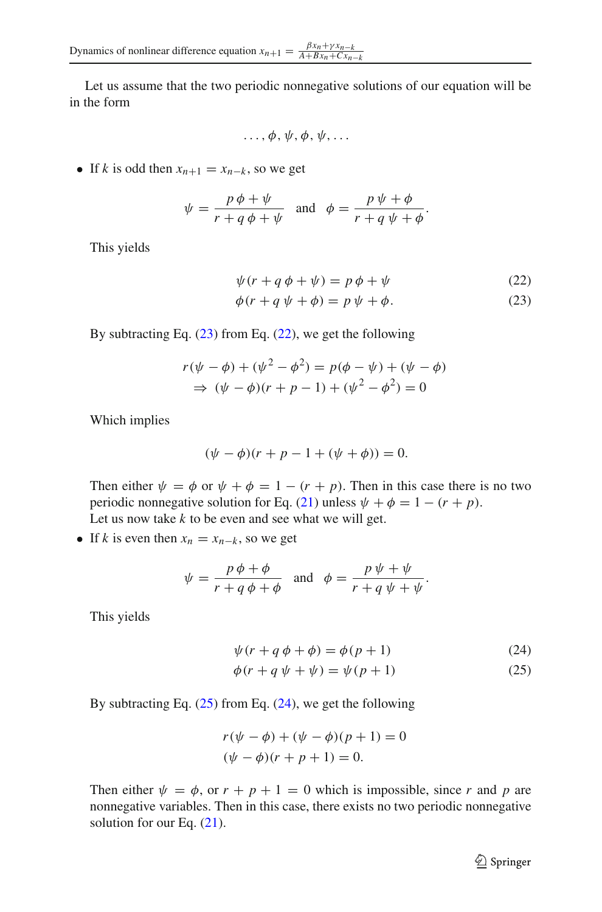Let us assume that the two periodic nonnegative solutions of our equation will be in the form

$$\ldots, \phi, \psi, \phi, \psi, \ldots$$

- If $k$ is odd then $x_{n+1} = x_{n-k}$, so we get

  $$\psi = \frac{p\,\phi + \psi}{r + q\,\phi + \psi} \quad \text{and} \quad \phi = \frac{p\,\psi + \phi}{r + q\,\psi + \phi}.$$

  This yields

  $$\psi(r + q\,\phi + \psi) = p\,\phi + \psi \tag{22}$$
  $$\phi(r + q\,\psi + \phi) = p\,\psi + \phi. \tag{23}$$

  By subtracting Eq. (23) from Eq. (22), we get the following

  $$r(\psi - \phi) + (\psi^2 - \phi^2) = p(\phi - \psi) + (\psi - \phi)$$
  $$\Rightarrow (\psi - \phi)(r + p - 1) + (\psi^2 - \phi^2) = 0$$

  Which implies

  $$(\psi - \phi)(r + p - 1 + (\psi + \phi)) = 0.$$

  Then either $\psi = \phi$ or $\psi + \phi = 1 - (r + p)$. Then in this case there is no two periodic nonnegative solution for Eq. (21) unless $\psi + \phi = 1 - (r + p)$.
  Let us now take $k$ to be even and see what we will get.

- If $k$ is even then $x_n = x_{n-k}$, so we get

  $$\psi = \frac{p\,\phi + \phi}{r + q\,\phi + \phi} \quad \text{and} \quad \phi = \frac{p\,\psi + \psi}{r + q\,\psi + \psi}.$$

  This yields

  $$\psi(r + q\,\phi + \phi) = \phi(p + 1) \tag{24}$$
  $$\phi(r + q\,\psi + \psi) = \psi(p + 1) \tag{25}$$

  By subtracting Eq. (25) from Eq. (24), we get the following

  $$r(\psi - \phi) + (\psi - \phi)(p + 1) = 0$$
  $$(\psi - \phi)(r + p + 1) = 0.$$

  Then either $\psi = \phi$, or $r + p + 1 = 0$ which is impossible, since $r$ and $p$ are nonnegative variables. Then in this case, there exists no two periodic nonnegative solution for our Eq. (21).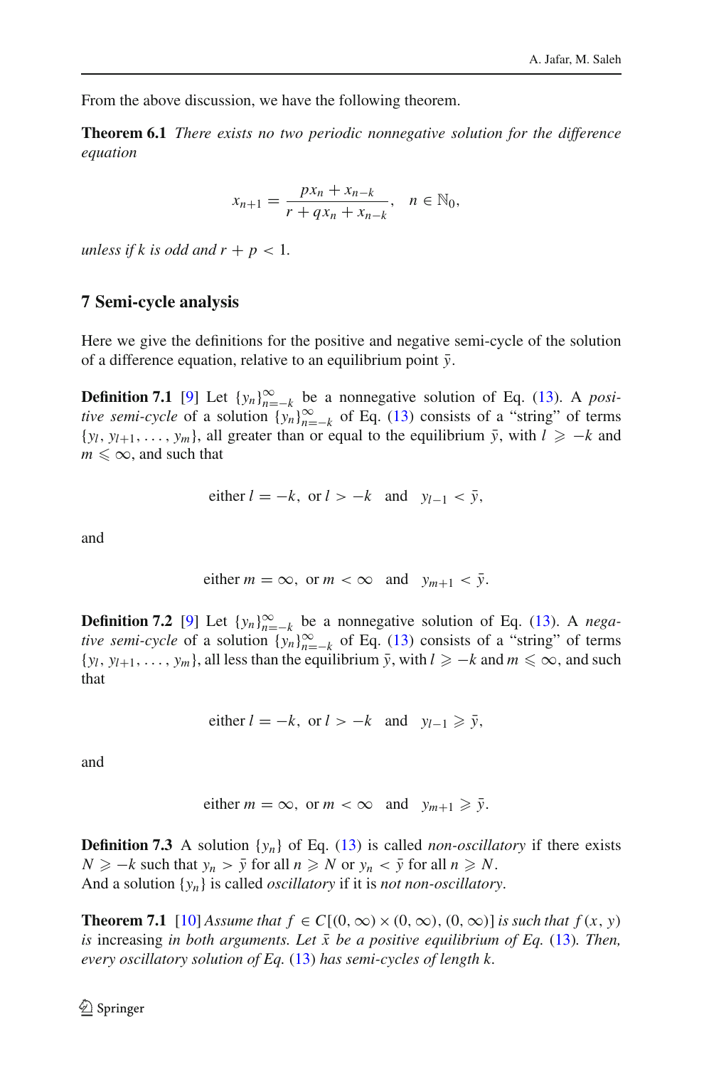From the above discussion, we have the following theorem.

**Theorem 6.1** *There exists no two periodic nonnegative solution for the difference equation*

$$x_{n+1} = \frac{px_n + x_{n-k}}{r + qx_n + x_{n-k}}, \quad n \in \mathbb{N}_0,$$

*unless if $k$ is odd and $r + p < 1$.*

## 7 Semi-cycle analysis

Here we give the definitions for the positive and negative semi-cycle of the solution of a difference equation, relative to an equilibrium point $\bar{y}$.

**Definition 7.1** [9] Let $\{y_n\}_{n=-k}^{\infty}$ be a nonnegative solution of Eq. (13). A *positive semi-cycle* of a solution $\{y_n\}_{n=-k}^{\infty}$ of Eq. (13) consists of a "string" of terms $\{y_l, y_{l+1}, \ldots, y_m\}$, all greater than or equal to the equilibrium $\bar{y}$, with $l \geqslant -k$ and $m \leqslant \infty$, and such that

$$\text{either } l = -k, \text{ or } l > -k \quad \text{and} \quad y_{l-1} < \bar{y},$$

and

$$\text{either } m = \infty, \text{ or } m < \infty \quad \text{and} \quad y_{m+1} < \bar{y}.$$

**Definition 7.2** [9] Let $\{y_n\}_{n=-k}^{\infty}$ be a nonnegative solution of Eq. (13). A *negative semi-cycle* of a solution $\{y_n\}_{n=-k}^{\infty}$ of Eq. (13) consists of a "string" of terms $\{y_l, y_{l+1}, \ldots, y_m\}$, all less than the equilibrium $\bar{y}$, with $l \geqslant -k$ and $m \leqslant \infty$, and such that

$$\text{either } l = -k, \text{ or } l > -k \quad \text{and} \quad y_{l-1} \geqslant \bar{y},$$

and

$$\text{either } m = \infty, \text{ or } m < \infty \quad \text{and} \quad y_{m+1} \geqslant \bar{y}.$$

**Definition 7.3** A solution $\{y_n\}$ of Eq. (13) is called *non-oscillatory* if there exists $N \geqslant -k$ such that $y_n > \bar{y}$ for all $n \geqslant N$ or $y_n < \bar{y}$ for all $n \geqslant N$.
And a solution $\{y_n\}$ is called *oscillatory* if it is *not non-oscillatory*.

**Theorem 7.1** [10] *Assume that $f \in C[(0,\infty) \times (0,\infty), (0,\infty)]$ is such that $f(x, y)$ is* increasing *in both arguments. Let $\bar{x}$ be a positive equilibrium of Eq. (13). Then, every oscillatory solution of Eq. (13) has semi-cycles of length $k$.*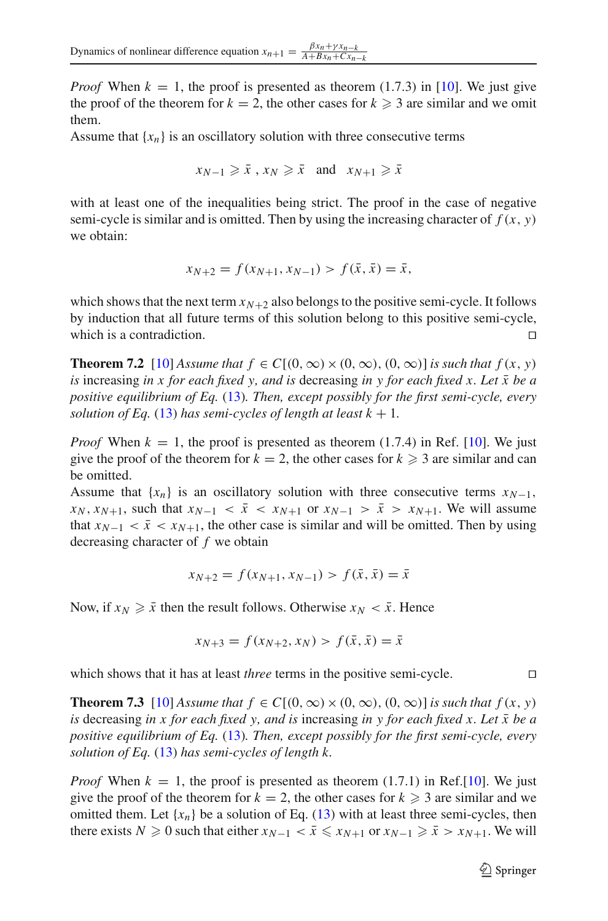*Proof* When $k = 1$, the proof is presented as theorem (1.7.3) in [10]. We just give the proof of the theorem for $k = 2$, the other cases for $k \geqslant 3$ are similar and we omit them.
Assume that $\{x_n\}$ is an oscillatory solution with three consecutive terms

$$x_{N-1} \geqslant \bar{x} \text{ , } x_N \geqslant \bar{x} \quad \text{and} \quad x_{N+1} \geqslant \bar{x}$$

with at least one of the inequalities being strict. The proof in the case of negative semi-cycle is similar and is omitted. Then by using the increasing character of $f(x, y)$ we obtain:

$$x_{N+2} = f(x_{N+1}, x_{N-1}) > f(\bar{x}, \bar{x}) = \bar{x},$$

which shows that the next term $x_{N+2}$ also belongs to the positive semi-cycle. It follows by induction that all future terms of this solution belong to this positive semi-cycle, which is a contradiction. $\square$

**Theorem 7.2** [10] *Assume that $f \in C[(0, \infty) \times (0, \infty), (0, \infty)]$ is such that $f(x, y)$ is* increasing *in $x$ for each fixed $y$, and is* decreasing *in $y$ for each fixed $x$. Let $\bar{x}$ be a positive equilibrium of Eq.* (13)*. Then, except possibly for the first semi-cycle, every solution of Eq.* (13) *has semi-cycles of length at least $k + 1$.*

*Proof* When $k = 1$, the proof is presented as theorem (1.7.4) in Ref. [10]. We just give the proof of the theorem for $k = 2$, the other cases for $k \geqslant 3$ are similar and can be omitted.
Assume that $\{x_n\}$ is an oscillatory solution with three consecutive terms $x_{N-1}$, $x_N, x_{N+1}$, such that $x_{N-1} < \bar{x} < x_{N+1}$ or $x_{N-1} > \bar{x} > x_{N+1}$. We will assume that $x_{N-1} < \bar{x} < x_{N+1}$, the other case is similar and will be omitted. Then by using decreasing character of $f$ we obtain

$$x_{N+2} = f(x_{N+1}, x_{N-1}) > f(\bar{x}, \bar{x}) = \bar{x}$$

Now, if $x_N \geqslant \bar{x}$ then the result follows. Otherwise $x_N < \bar{x}$. Hence

$$x_{N+3} = f(x_{N+2}, x_N) > f(\bar{x}, \bar{x}) = \bar{x}$$

which shows that it has at least *three* terms in the positive semi-cycle. $\square$

**Theorem 7.3** [10] *Assume that $f \in C[(0, \infty) \times (0, \infty), (0, \infty)]$ is such that $f(x, y)$ is* decreasing *in $x$ for each fixed $y$, and is* increasing *in $y$ for each fixed $x$. Let $\bar{x}$ be a positive equilibrium of Eq.* (13)*. Then, except possibly for the first semi-cycle, every solution of Eq.* (13) *has semi-cycles of length $k$.*

*Proof* When $k = 1$, the proof is presented as theorem (1.7.1) in Ref.[10]. We just give the proof of the theorem for $k = 2$, the other cases for $k \geqslant 3$ are similar and we omitted them. Let $\{x_n\}$ be a solution of Eq. (13) with at least three semi-cycles, then there exists $N \geqslant 0$ such that either $x_{N-1} < \bar{x} \leqslant x_{N+1}$ or $x_{N-1} \geqslant \bar{x} > x_{N+1}$. We will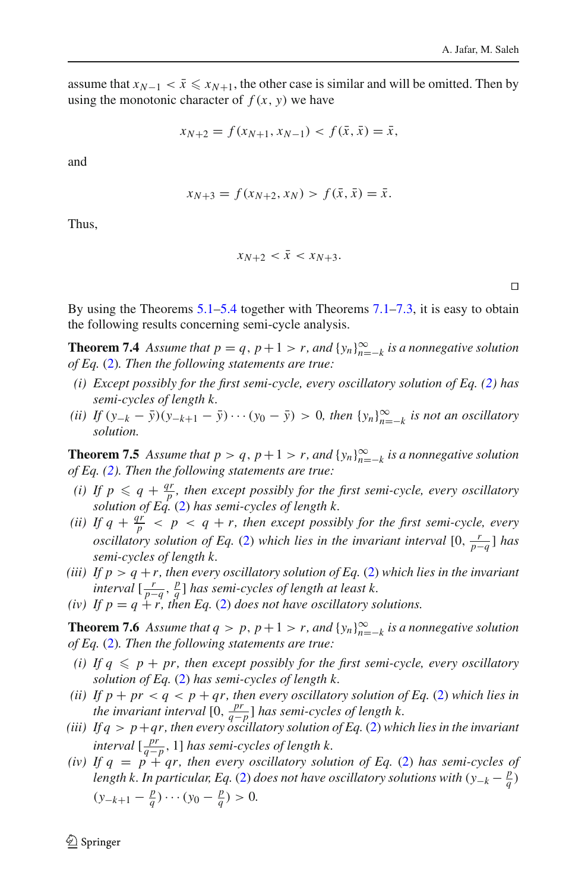assume that $x_{N-1} < \bar{x} \leqslant x_{N+1}$, the other case is similar and will be omitted. Then by using the monotonic character of $f(x, y)$ we have

$$x_{N+2} = f(x_{N+1}, x_{N-1}) < f(\bar{x}, \bar{x}) = \bar{x},$$

and

$$x_{N+3} = f(x_{N+2}, x_N) > f(\bar{x}, \bar{x}) = \bar{x}.$$

Thus,

$$x_{N+2} < \bar{x} < x_{N+3}.$$

□

By using the Theorems 5.1–5.4 together with Theorems 7.1–7.3, it is easy to obtain the following results concerning semi-cycle analysis.

**Theorem 7.4** *Assume that $p = q$, $p+1 > r$, and $\{y_n\}_{n=-k}^{\infty}$ is a nonnegative solution of Eq. (2). Then the following statements are true:*

*(i) Except possibly for the first semi-cycle, every oscillatory solution of Eq. (2) has semi-cycles of length $k$.*

*(ii) If $(y_{-k} - \bar{y})(y_{-k+1} - \bar{y}) \cdots (y_0 - \bar{y}) > 0$, then $\{y_n\}_{n=-k}^{\infty}$ is not an oscillatory solution.*

**Theorem 7.5** *Assume that $p > q$, $p+1 > r$, and $\{y_n\}_{n=-k}^{\infty}$ is a nonnegative solution of Eq. (2). Then the following statements are true:*

*(i) If $p \leqslant q + \frac{qr}{p}$, then except possibly for the first semi-cycle, every oscillatory solution of Eq. (2) has semi-cycles of length $k$.*

*(ii) If $q + \frac{qr}{p} < p < q + r$, then except possibly for the first semi-cycle, every oscillatory solution of Eq. (2) which lies in the invariant interval $[0, \frac{r}{p-q}]$ has semi-cycles of length $k$.*

*(iii) If $p > q + r$, then every oscillatory solution of Eq. (2) which lies in the invariant interval $[\frac{r}{p-q}, \frac{p}{q}]$ has semi-cycles of length at least $k$.*

*(iv) If $p = q + r$, then Eq. (2) does not have oscillatory solutions.*

**Theorem 7.6** *Assume that $q > p$, $p+1 > r$, and $\{y_n\}_{n=-k}^{\infty}$ is a nonnegative solution of Eq. (2). Then the following statements are true:*

*(i) If $q \leqslant p + pr$, then except possibly for the first semi-cycle, every oscillatory solution of Eq. (2) has semi-cycles of length $k$.*

*(ii) If $p + pr < q < p + qr$, then every oscillatory solution of Eq. (2) which lies in the invariant interval $[0, \frac{pr}{q-p}]$ has semi-cycles of length $k$.*

*(iii) If $q > p + qr$, then every oscillatory solution of Eq. (2) which lies in the invariant interval $[\frac{pr}{q-p}, 1]$ has semi-cycles of length $k$.*

*(iv) If $q = p + qr$, then every oscillatory solution of Eq. (2) has semi-cycles of length $k$. In particular, Eq. (2) does not have oscillatory solutions with $(y_{-k} - \frac{p}{q})(y_{-k+1} - \frac{p}{q}) \cdots (y_0 - \frac{p}{q}) > 0$.*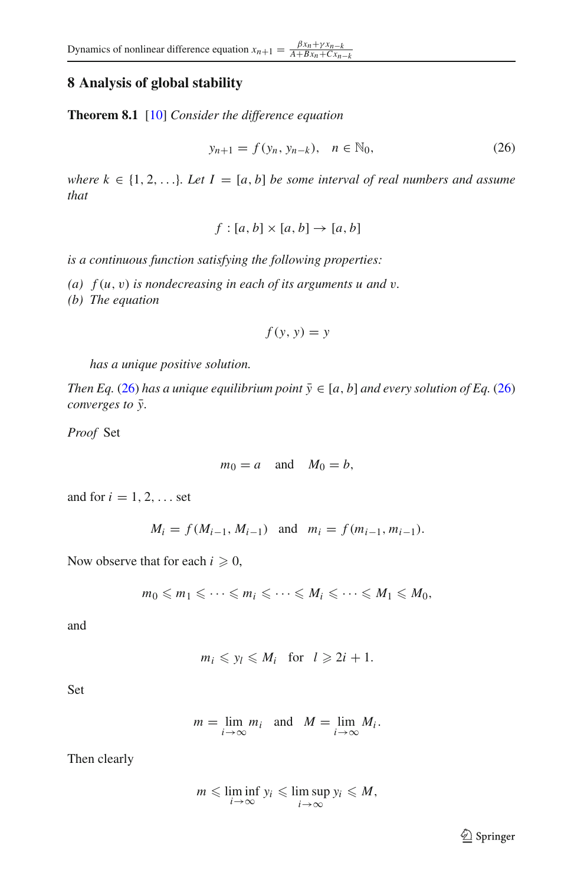## 8 Analysis of global stability

**Theorem 8.1** [10] *Consider the difference equation*

$$y_{n+1} = f(y_n, y_{n-k}), \quad n \in \mathbb{N}_0, \tag{26}$$

*where* $k \in \{1, 2, \ldots\}$. *Let* $I = [a, b]$ *be some interval of real numbers and assume that*

$$f : [a, b] \times [a, b] \to [a, b]$$

*is a continuous function satisfying the following properties:*

*(a)* $f(u, v)$ *is nondecreasing in each of its arguments* $u$ *and* $v$.
*(b) The equation*

$$f(y, y) = y$$

*has a unique positive solution.*

*Then Eq.* (26) *has a unique equilibrium point* $\bar{y} \in [a, b]$ *and every solution of Eq.* (26) *converges to* $\bar{y}$.

*Proof* Set

$$m_0 = a \quad \text{and} \quad M_0 = b,$$

and for $i = 1, 2, \ldots$ set

$$M_i = f(M_{i-1}, M_{i-1}) \quad \text{and} \quad m_i = f(m_{i-1}, m_{i-1}).$$

Now observe that for each $i \geqslant 0$,

$$m_0 \leqslant m_1 \leqslant \cdots \leqslant m_i \leqslant \cdots \leqslant M_i \leqslant \cdots \leqslant M_1 \leqslant M_0,$$

and

$$m_i \leqslant y_l \leqslant M_i \quad \text{for} \quad l \geqslant 2i + 1.$$

Set

$$m = \lim_{i \to \infty} m_i \quad \text{and} \quad M = \lim_{i \to \infty} M_i.$$

Then clearly

$$m \leqslant \liminf_{i \to \infty} y_i \leqslant \limsup_{i \to \infty} y_i \leqslant M,$$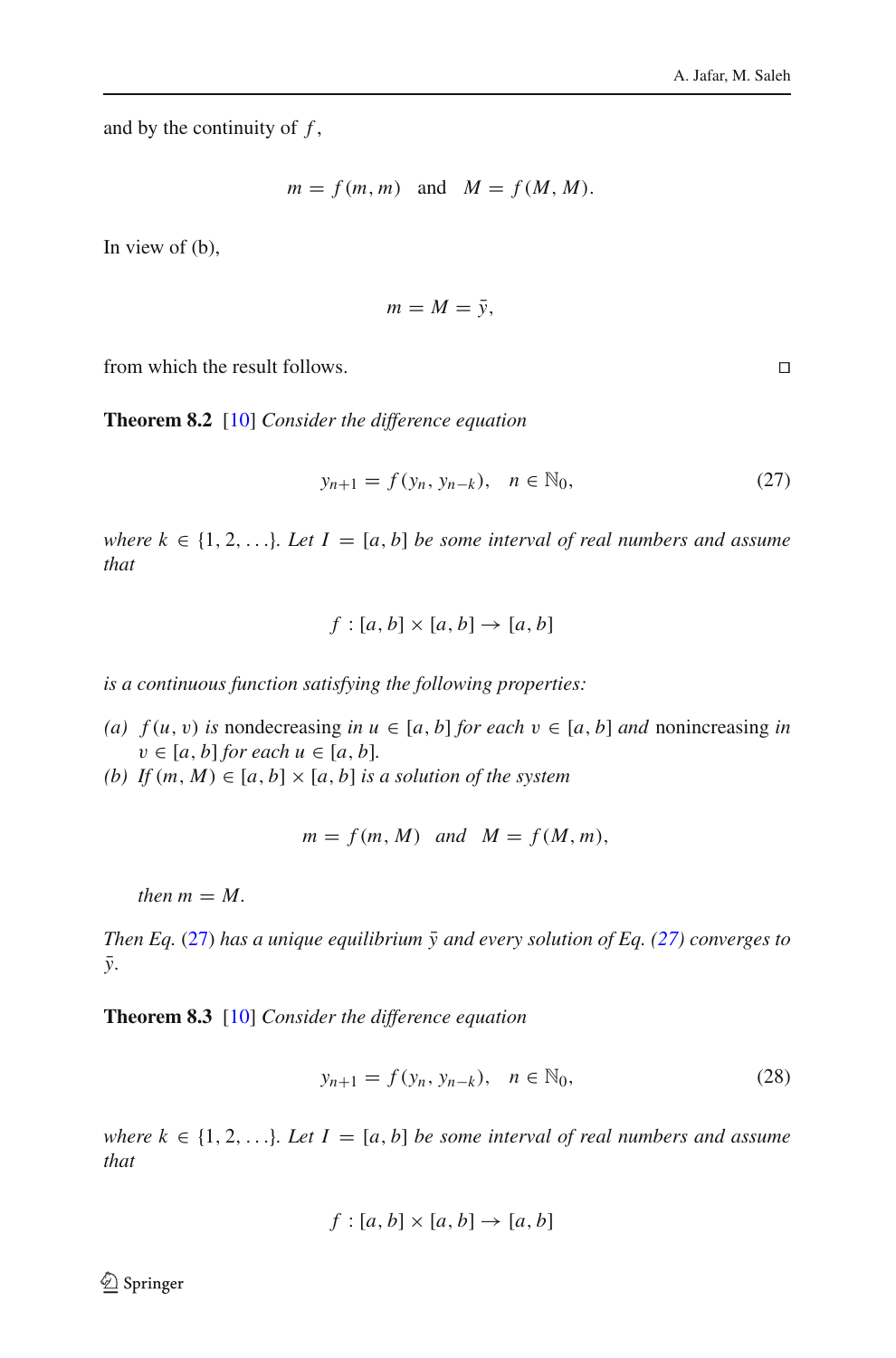and by the continuity of $f$,

$$m = f(m, m) \quad \text{and} \quad M = f(M, M).$$

In view of (b),

$$m = M = \bar{y},$$

from which the result follows. □

**Theorem 8.2** [10] *Consider the difference equation*

$$y_{n+1} = f(y_n, y_{n-k}), \quad n \in \mathbb{N}_0, \tag{27}$$

*where $k \in \{1, 2, \ldots\}$. Let $I = [a, b]$ be some interval of real numbers and assume that*

$$f : [a, b] \times [a, b] \to [a, b]$$

*is a continuous function satisfying the following properties:*

*(a) $f(u, v)$ is* nondecreasing *in $u \in [a, b]$ for each $v \in [a, b]$ and* nonincreasing *in $v \in [a, b]$ for each $u \in [a, b]$.*
*(b) If $(m, M) \in [a, b] \times [a, b]$ is a solution of the system*

$$m = f(m, M) \quad \text{and} \quad M = f(M, m),$$

*then $m = M$.*

*Then Eq. (27) has a unique equilibrium $\bar{y}$ and every solution of Eq. (27) converges to $\bar{y}$.*

**Theorem 8.3** [10] *Consider the difference equation*

$$y_{n+1} = f(y_n, y_{n-k}), \quad n \in \mathbb{N}_0, \tag{28}$$

*where $k \in \{1, 2, \ldots\}$. Let $I = [a, b]$ be some interval of real numbers and assume that*

$$f : [a, b] \times [a, b] \to [a, b]$$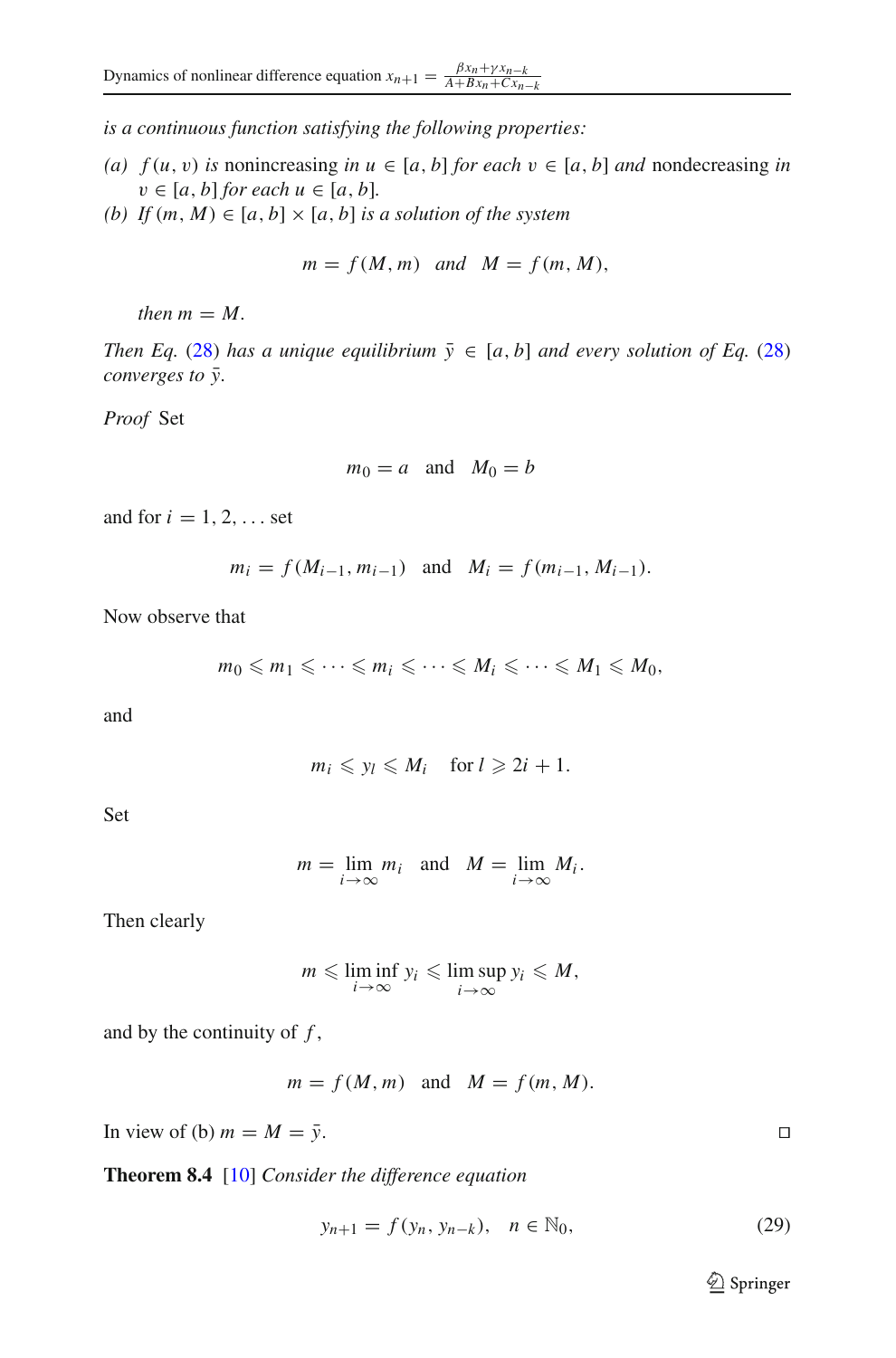*is a continuous function satisfying the following properties:*

*(a)* $f(u, v)$ *is* nonincreasing *in* $u \in [a, b]$ *for each* $v \in [a, b]$ *and* nondecreasing *in* $v \in [a, b]$ *for each* $u \in [a, b]$*.*

*(b) If* $(m, M) \in [a, b] \times [a, b]$ *is a solution of the system*

$$m = f(M, m) \quad \text{and} \quad M = f(m, M),$$

*then* $m = M$*.*

*Then Eq.* (28) *has a unique equilibrium* $\bar{y} \in [a, b]$ *and every solution of Eq.* (28) *converges to* $\bar{y}$*.*

*Proof* Set

$$m_0 = a \quad \text{and} \quad M_0 = b$$

and for $i = 1, 2, \ldots$ set

$$m_i = f(M_{i-1}, m_{i-1}) \quad \text{and} \quad M_i = f(m_{i-1}, M_{i-1}).$$

Now observe that

$$m_0 \leqslant m_1 \leqslant \cdots \leqslant m_i \leqslant \cdots \leqslant M_i \leqslant \cdots \leqslant M_1 \leqslant M_0,$$

and

$$m_i \leqslant y_l \leqslant M_i \quad \text{for } l \geqslant 2i + 1.$$

Set

$$m = \lim_{i \to \infty} m_i \quad \text{and} \quad M = \lim_{i \to \infty} M_i.$$

Then clearly

$$m \leqslant \liminf_{i \to \infty} y_i \leqslant \limsup_{i \to \infty} y_i \leqslant M,$$

and by the continuity of $f$,

$$m = f(M, m) \quad \text{and} \quad M = f(m, M).$$

In view of (b) $m = M = \bar{y}$. ◻

**Theorem 8.4** [10] *Consider the difference equation*

$$y_{n+1} = f(y_n, y_{n-k}), \quad n \in \mathbb{N}_0, \tag{29}$$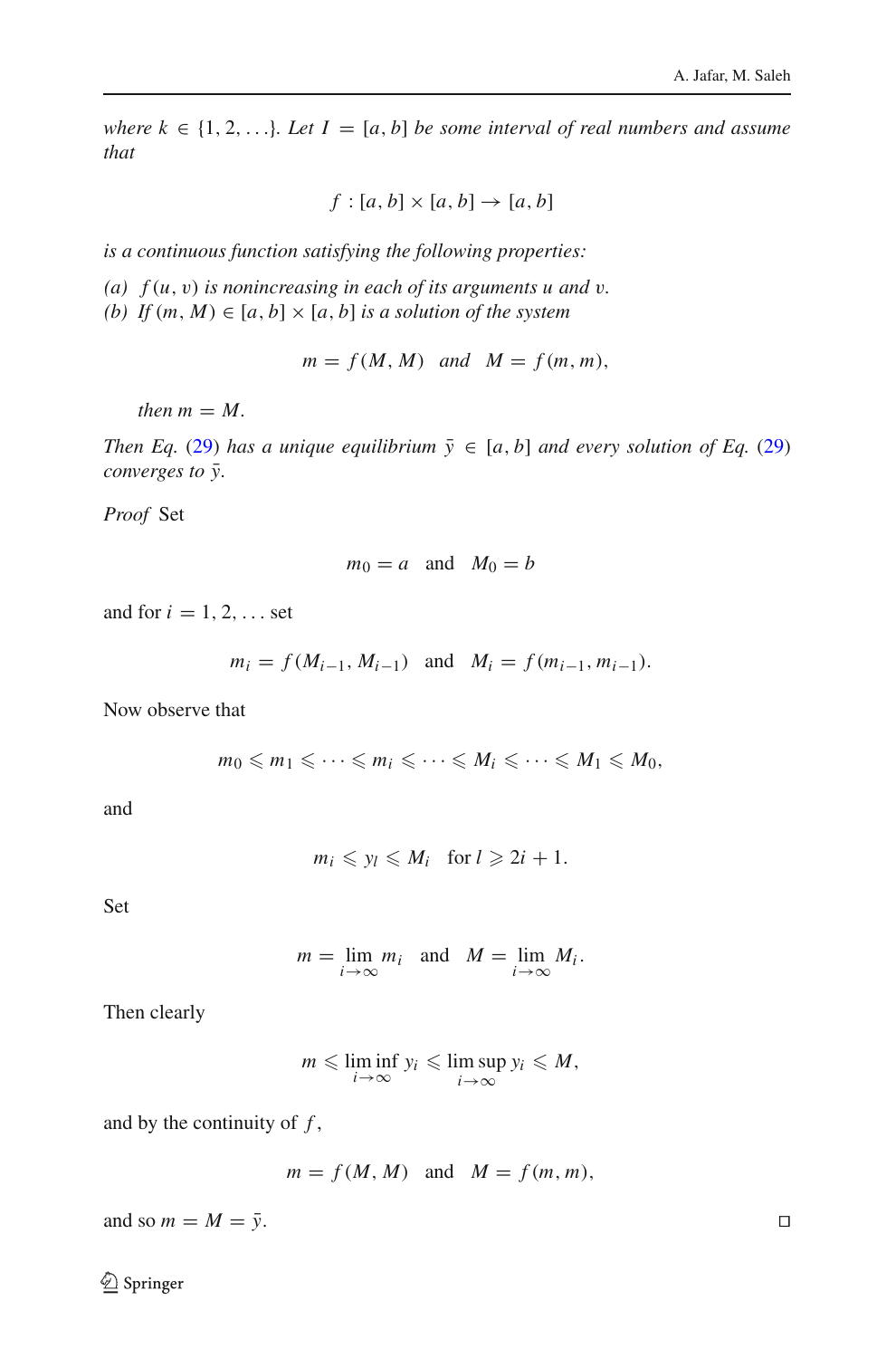*where $k \in \{1, 2, \ldots\}$. Let $I = [a, b]$ be some interval of real numbers and assume that*

$$f : [a, b] \times [a, b] \to [a, b]$$

*is a continuous function satisfying the following properties:*

*(a) $f(u, v)$ is nonincreasing in each of its arguments $u$ and $v$.*
*(b) If $(m, M) \in [a, b] \times [a, b]$ is a solution of the system*

$$m = f(M, M) \quad \text{and} \quad M = f(m, m),$$

*then $m = M$.*

*Then Eq. (29) has a unique equilibrium $\bar{y} \in [a, b]$ and every solution of Eq. (29) converges to $\bar{y}$.*

*Proof* Set

$$m_0 = a \quad \text{and} \quad M_0 = b$$

and for $i = 1, 2, \ldots$ set

$$m_i = f(M_{i-1}, M_{i-1}) \quad \text{and} \quad M_i = f(m_{i-1}, m_{i-1}).$$

Now observe that

$$m_0 \leqslant m_1 \leqslant \cdots \leqslant m_i \leqslant \cdots \leqslant M_i \leqslant \cdots \leqslant M_1 \leqslant M_0,$$

and

$$m_i \leqslant y_l \leqslant M_i \quad \text{for } l \geqslant 2i + 1.$$

Set

$$m = \lim_{i \to \infty} m_i \quad \text{and} \quad M = \lim_{i \to \infty} M_i.$$

Then clearly

$$m \leqslant \liminf_{i \to \infty} y_i \leqslant \limsup_{i \to \infty} y_i \leqslant M,$$

and by the continuity of $f$,

$$m = f(M, M) \quad \text{and} \quad M = f(m, m),$$

and so $m = M = \bar{y}$. □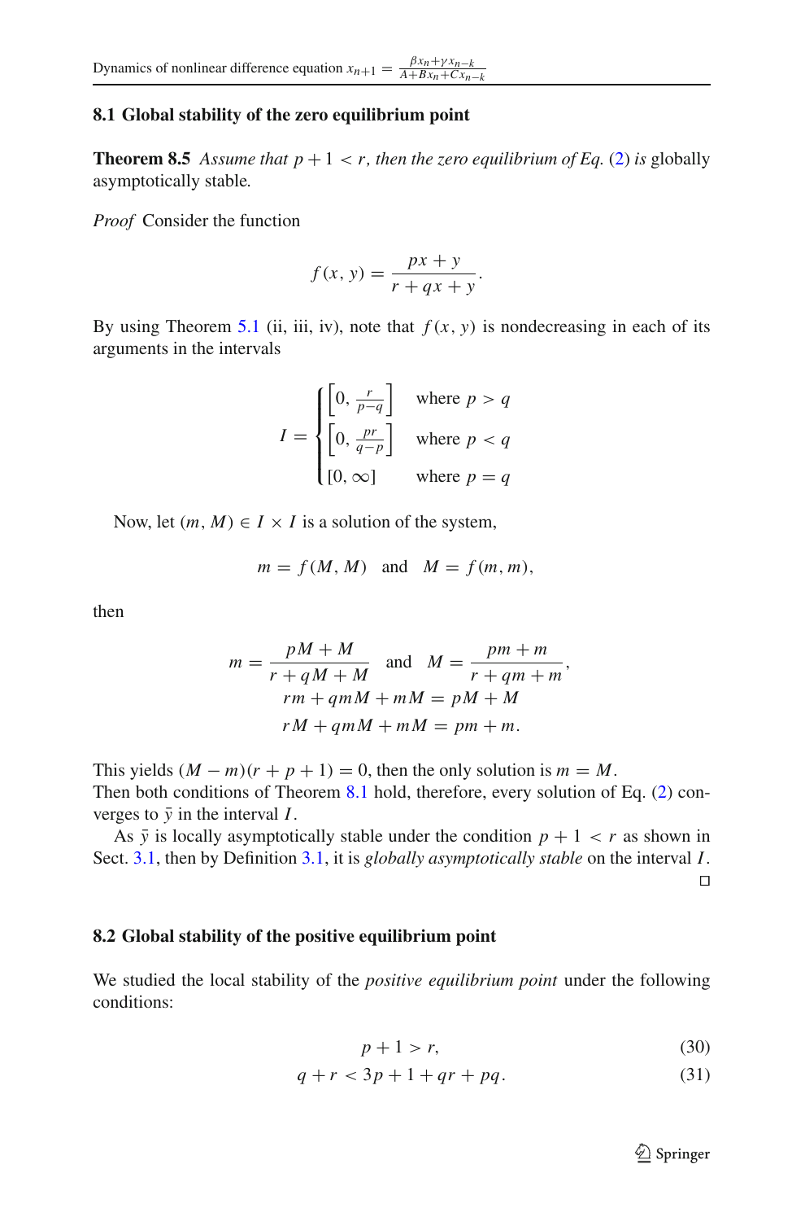### 8.1 Global stability of the zero equilibrium point

**Theorem 8.5** *Assume that $p + 1 < r$, then the zero equilibrium of Eq.* (2) *is* globally asymptotically stable*.*

*Proof* Consider the function

$$f(x, y) = \frac{px + y}{r + qx + y}.$$

By using Theorem 5.1 (ii, iii, iv), note that $f(x, y)$ is nondecreasing in each of its arguments in the intervals

$$I = \begin{cases} \left[0, \frac{r}{p-q}\right] & \text{where } p > q \\ \left[0, \frac{pr}{q-p}\right] & \text{where } p < q \\ [0, \infty] & \text{where } p = q \end{cases}$$

Now, let $(m, M) \in I \times I$ is a solution of the system,

$$m = f(M, M) \quad \text{and} \quad M = f(m, m),$$

then

$$m = \frac{pM + M}{r + qM + M} \quad \text{and} \quad M = \frac{pm + m}{r + qm + m},$$
$$rm + qmM + mM = pM + M$$
$$rM + qmM + mM = pm + m.$$

This yields $(M - m)(r + p + 1) = 0$, then the only solution is $m = M$.
Then both conditions of Theorem 8.1 hold, therefore, every solution of Eq. (2) converges to $\bar{y}$ in the interval $I$.

As $\bar{y}$ is locally asymptotically stable under the condition $p + 1 < r$ as shown in Sect. 3.1, then by Definition 3.1, it is *globally asymptotically stable* on the interval $I$. □

### 8.2 Global stability of the positive equilibrium point

We studied the local stability of the *positive equilibrium point* under the following conditions:

$$p + 1 > r, \tag{30}$$

$$q + r < 3p + 1 + qr + pq. \tag{31}$$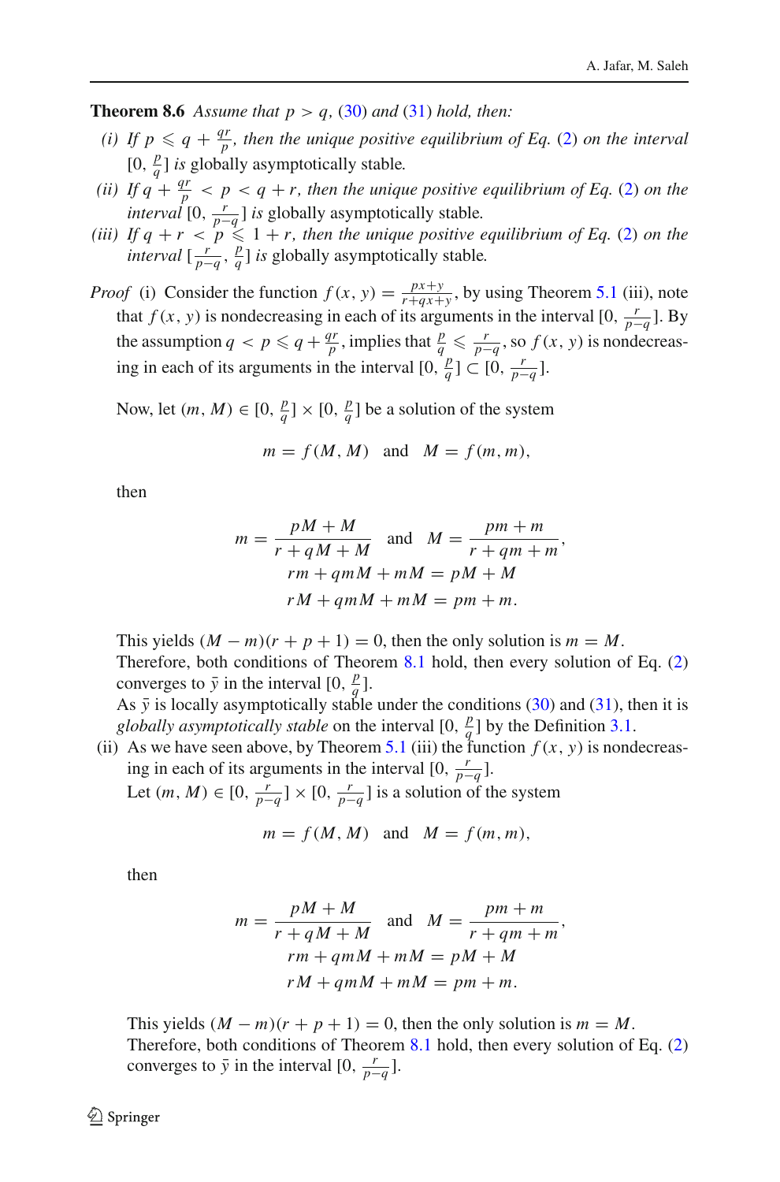**Theorem 8.6** *Assume that $p > q$, (30) and (31) hold, then:*

*(i) If $p \leqslant q + \frac{qr}{p}$, then the unique positive equilibrium of Eq. (2) on the interval $[0, \frac{p}{q}]$ is* globally asymptotically stable.

*(ii) If $q + \frac{qr}{p} < p < q + r$, then the unique positive equilibrium of Eq. (2) on the interval $[0, \frac{r}{p-q}]$ is* globally asymptotically stable.

*(iii) If $q + r < p \leqslant 1 + r$, then the unique positive equilibrium of Eq. (2) on the interval $[\frac{r}{p-q}, \frac{p}{q}]$ is* globally asymptotically stable.

*Proof* (i) Consider the function $f(x, y) = \frac{px+y}{r+qx+y}$, by using Theorem 5.1 (iii), note that $f(x, y)$ is nondecreasing in each of its arguments in the interval $[0, \frac{r}{p-q}]$. By the assumption $q < p \leqslant q + \frac{qr}{p}$, implies that $\frac{p}{q} \leqslant \frac{r}{p-q}$, so $f(x, y)$ is nondecreasing in each of its arguments in the interval $[0, \frac{p}{q}] \subset [0, \frac{r}{p-q}]$.

Now, let $(m, M) \in [0, \frac{p}{q}] \times [0, \frac{p}{q}]$ be a solution of the system

$$m = f(M, M) \quad \text{and} \quad M = f(m, m),$$

then

$$m = \frac{pM + M}{r + qM + M} \quad \text{and} \quad M = \frac{pm + m}{r + qm + m},$$
$$rm + qmM + mM = pM + M$$
$$rM + qmM + mM = pm + m.$$

This yields $(M - m)(r + p + 1) = 0$, then the only solution is $m = M$.
Therefore, both conditions of Theorem 8.1 hold, then every solution of Eq. (2) converges to $\bar{y}$ in the interval $[0, \frac{p}{q}]$.
As $\bar{y}$ is locally asymptotically stable under the conditions (30) and (31), then it is *globally asymptotically stable* on the interval $[0, \frac{p}{q}]$ by the Definition 3.1.

(ii) As we have seen above, by Theorem 5.1 (iii) the function $f(x, y)$ is nondecreasing in each of its arguments in the interval $[0, \frac{r}{p-q}]$.
Let $(m, M) \in [0, \frac{r}{p-q}] \times [0, \frac{r}{p-q}]$ is a solution of the system

$$m = f(M, M) \quad \text{and} \quad M = f(m, m),$$

then

$$m = \frac{pM + M}{r + qM + M} \quad \text{and} \quad M = \frac{pm + m}{r + qm + m},$$
$$rm + qmM + mM = pM + M$$
$$rM + qmM + mM = pm + m.$$

This yields $(M - m)(r + p + 1) = 0$, then the only solution is $m = M$.
Therefore, both conditions of Theorem 8.1 hold, then every solution of Eq. (2) converges to $\bar{y}$ in the interval $[0, \frac{r}{p-q}]$.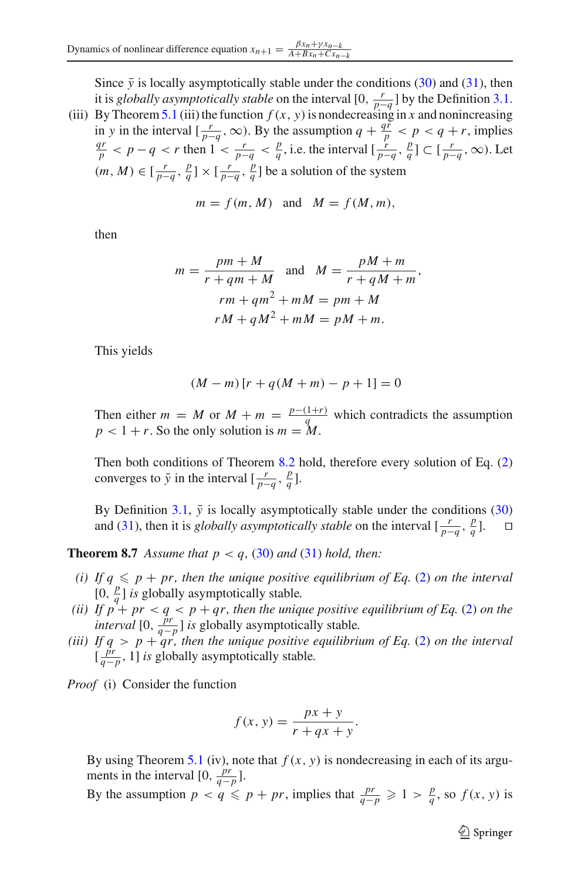Since $\bar{y}$ is locally asymptotically stable under the conditions (30) and (31), then it is *globally asymptotically stable* on the interval $[0, \frac{r}{p-q}]$ by the Definition 3.1.

(iii) By Theorem 5.1 (iii) the function $f(x, y)$ is nondecreasing in $x$ and nonincreasing in $y$ in the interval $[\frac{r}{p-q}, \infty)$. By the assumption $q + \frac{qr}{p} < p < q + r$, implies $\frac{qr}{p} < p - q < r$ then $1 < \frac{r}{p-q} < \frac{p}{q}$, i.e. the interval $[\frac{r}{p-q}, \frac{p}{q}] \subset [\frac{r}{p-q}, \infty)$. Let $(m, M) \in [\frac{r}{p-q}, \frac{p}{q}] \times [\frac{r}{p-q}, \frac{p}{q}]$ be a solution of the system

$$m = f(m, M) \quad \text{and} \quad M = f(M, m),$$

then

$$m = \frac{pm + M}{r + qm + M} \quad \text{and} \quad M = \frac{pM + m}{r + qM + m},$$
$$rm + qm^2 + mM = pm + M$$
$$rM + qM^2 + mM = pM + m.$$

This yields

$$(M - m)\left[r + q(M + m) - p + 1\right] = 0$$

Then either $m = M$ or $M + m = \frac{p-(1+r)}{q}$ which contradicts the assumption $p < 1 + r$. So the only solution is $m = M$.

Then both conditions of Theorem 8.2 hold, therefore every solution of Eq. (2) converges to $\bar{y}$ in the interval $[\frac{r}{p-q}, \frac{p}{q}]$.

By Definition 3.1, $\bar{y}$ is locally asymptotically stable under the conditions (30) and (31), then it is *globally asymptotically stable* on the interval $[\frac{r}{p-q}, \frac{p}{q}]$. $\square$

**Theorem 8.7** *Assume that* $p < q$, (30) *and* (31) *hold, then:*

*(i) If* $q \leqslant p + pr$, *then the unique positive equilibrium of Eq.* (2) *on the interval* $[0, \frac{p}{q}]$ *is* globally asymptotically stable.

*(ii) If* $p + pr < q < p + qr$, *then the unique positive equilibrium of Eq.* (2) *on the interval* $[0, \frac{pr}{q-p}]$ *is* globally asymptotically stable.

*(iii) If* $q > p + qr$, *then the unique positive equilibrium of Eq.* (2) *on the interval* $[\frac{pr}{q-p}, 1]$ *is* globally asymptotically stable.

*Proof* (i) Consider the function

$$f(x, y) = \frac{px + y}{r + qx + y}.$$

By using Theorem 5.1 (iv), note that $f(x, y)$ is nondecreasing in each of its arguments in the interval $[0, \frac{pr}{q-p}]$.

By the assumption $p < q \leqslant p + pr$, implies that $\frac{pr}{q-p} \geqslant 1 > \frac{p}{q}$, so $f(x, y)$ is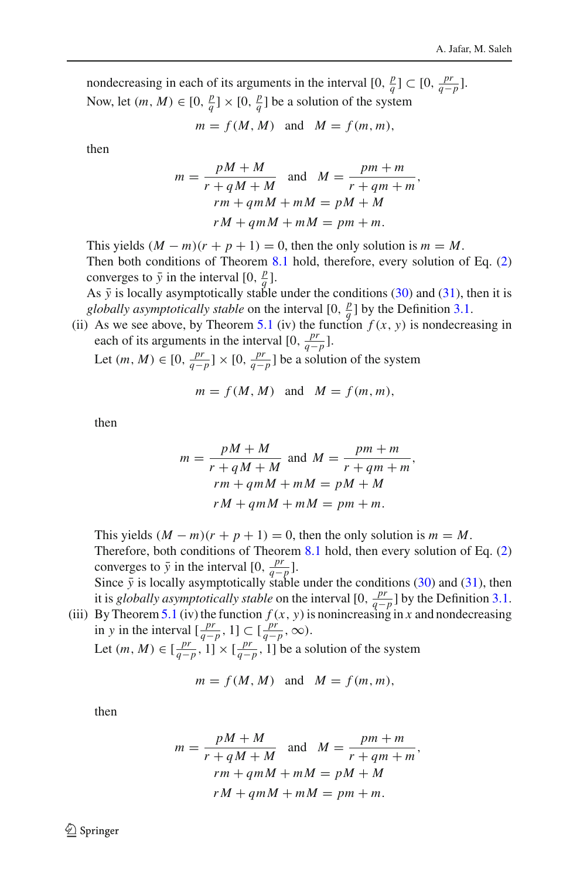nondecreasing in each of its arguments in the interval $[0, \frac{p}{q}] \subset [0, \frac{pr}{q-p}]$.
Now, let $(m, M) \in [0, \frac{p}{q}] \times [0, \frac{p}{q}]$ be a solution of the system

$$m = f(M, M) \quad \text{and} \quad M = f(m, m),$$

then

$$m = \frac{pM + M}{r + qM + M} \quad \text{and} \quad M = \frac{pm + m}{r + qm + m},$$
$$rm + qmM + mM = pM + M$$
$$rM + qmM + mM = pm + m.$$

This yields $(M - m)(r + p + 1) = 0$, then the only solution is $m = M$.
Then both conditions of Theorem 8.1 hold, therefore, every solution of Eq. (2) converges to $\bar{y}$ in the interval $[0, \frac{p}{q}]$.
As $\bar{y}$ is locally asymptotically stable under the conditions (30) and (31), then it is *globally asymptotically stable* on the interval $[0, \frac{p}{q}]$ by the Definition 3.1.

(ii) As we see above, by Theorem 5.1 (iv) the function $f(x, y)$ is nondecreasing in each of its arguments in the interval $[0, \frac{pr}{q-p}]$.
Let $(m, M) \in [0, \frac{pr}{q-p}] \times [0, \frac{pr}{q-p}]$ be a solution of the system

$$m = f(M, M) \quad \text{and} \quad M = f(m, m),$$

then

$$m = \frac{pM + M}{r + qM + M} \quad \text{and} \quad M = \frac{pm + m}{r + qm + m},$$
$$rm + qmM + mM = pM + M$$
$$rM + qmM + mM = pm + m.$$

This yields $(M - m)(r + p + 1) = 0$, then the only solution is $m = M$.
Therefore, both conditions of Theorem 8.1 hold, then every solution of Eq. (2) converges to $\bar{y}$ in the interval $[0, \frac{pr}{q-p}]$.
Since $\bar{y}$ is locally asymptotically stable under the conditions (30) and (31), then it is *globally asymptotically stable* on the interval $[0, \frac{pr}{q-p}]$ by the Definition 3.1.

(iii) By Theorem 5.1 (iv) the function $f(x, y)$ is nonincreasing in $x$ and nondecreasing in $y$ in the interval $[\frac{pr}{q-p}, 1] \subset [\frac{pr}{q-p}, \infty)$.
Let $(m, M) \in [\frac{pr}{q-p}, 1] \times [\frac{pr}{q-p}, 1]$ be a solution of the system

$$m = f(M, M) \quad \text{and} \quad M = f(m, m),$$

then

$$m = \frac{pM + M}{r + qM + M} \quad \text{and} \quad M = \frac{pm + m}{r + qm + m},$$
$$rm + qmM + mM = pM + M$$
$$rM + qmM + mM = pm + m.$$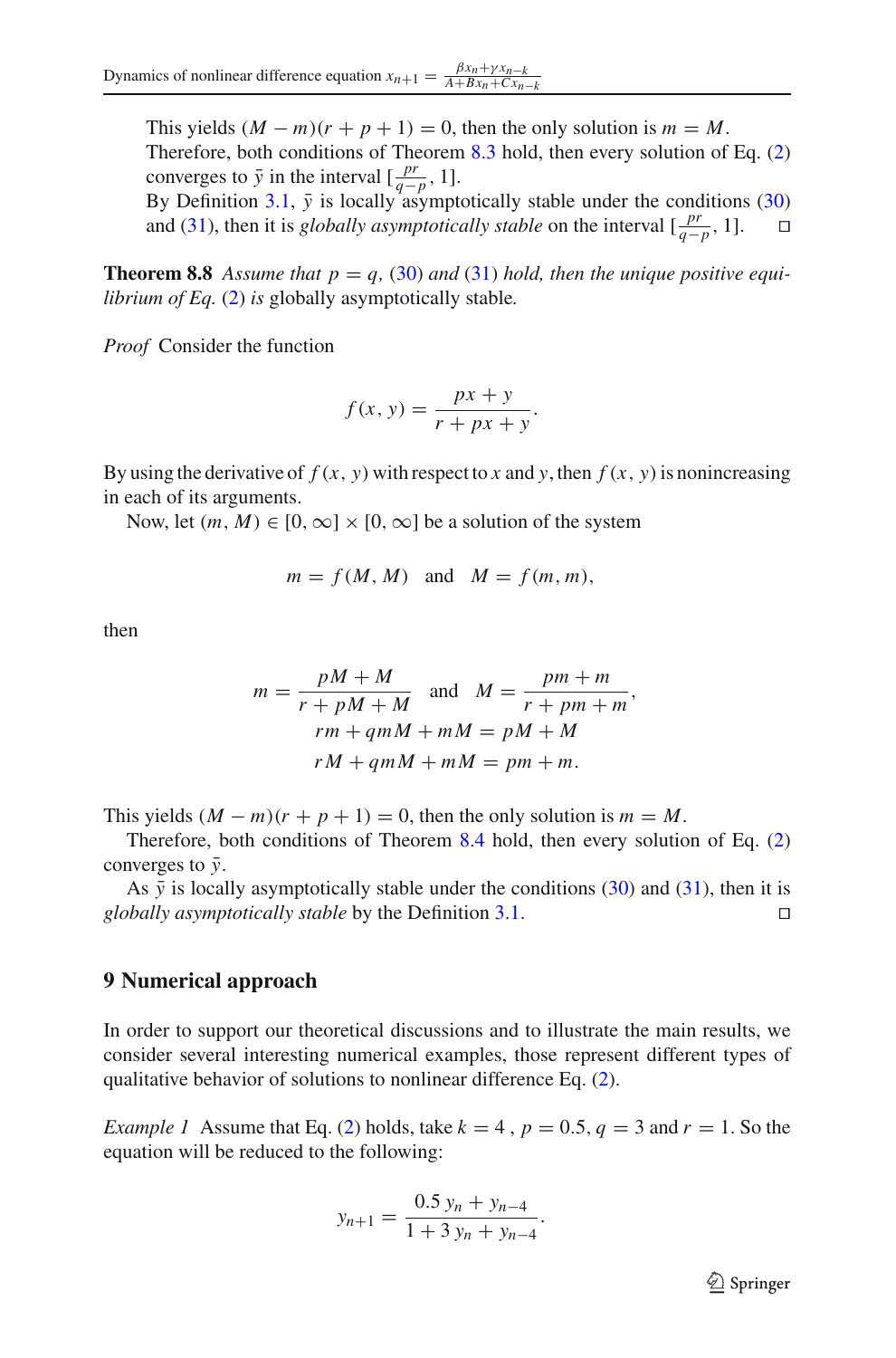This yields $(M - m)(r + p + 1) = 0$, then the only solution is $m = M$.
Therefore, both conditions of Theorem 8.3 hold, then every solution of Eq. (2) converges to $\bar{y}$ in the interval $[\frac{pr}{q-p}, 1]$.
By Definition 3.1, $\bar{y}$ is locally asymptotically stable under the conditions (30) and (31), then it is *globally asymptotically stable* on the interval $[\frac{pr}{q-p}, 1]$. □

**Theorem 8.8** *Assume that $p = q$, (30) and (31) hold, then the unique positive equilibrium of Eq. (2) is* globally asymptotically stable.

*Proof* Consider the function

$$f(x, y) = \frac{px + y}{r + px + y}.$$

By using the derivative of $f(x, y)$ with respect to $x$ and $y$, then $f(x, y)$ is nonincreasing in each of its arguments.

Now, let $(m, M) \in [0, \infty] \times [0, \infty]$ be a solution of the system

$$m = f(M, M) \quad \text{and} \quad M = f(m, m),$$

then

$$m = \frac{pM + M}{r + pM + M} \quad \text{and} \quad M = \frac{pm + m}{r + pm + m},$$
$$rm + qmM + mM = pM + M$$
$$rM + qmM + mM = pm + m.$$

This yields $(M - m)(r + p + 1) = 0$, then the only solution is $m = M$.

Therefore, both conditions of Theorem 8.4 hold, then every solution of Eq. (2) converges to $\bar{y}$.

As $\bar{y}$ is locally asymptotically stable under the conditions (30) and (31), then it is *globally asymptotically stable* by the Definition 3.1. □

## 9 Numerical approach

In order to support our theoretical discussions and to illustrate the main results, we consider several interesting numerical examples, those represent different types of qualitative behavior of solutions to nonlinear difference Eq. (2).

*Example 1* Assume that Eq. (2) holds, take $k = 4$ , $p = 0.5$, $q = 3$ and $r = 1$. So the equation will be reduced to the following:

$$y_{n+1} = \frac{0.5\, y_n + y_{n-4}}{1 + 3\, y_n + y_{n-4}}.$$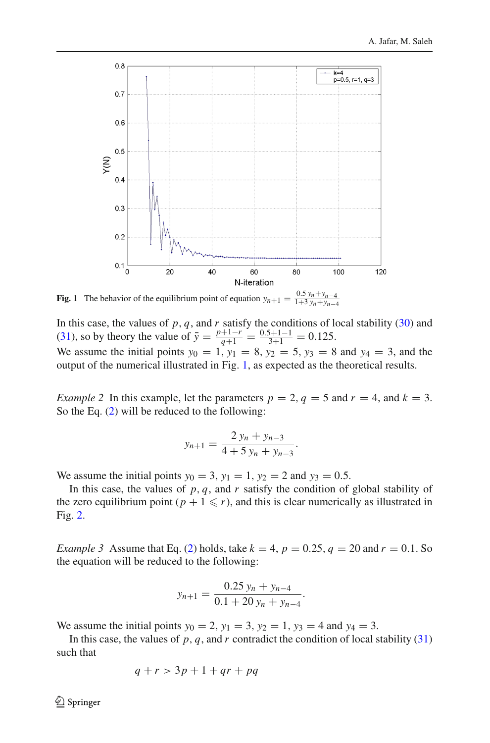**Fig. 1** The behavior of the equilibrium point of equation $y_{n+1} = \frac{0.5\, y_n + y_{n-4}}{1+3\, y_n + y_{n-4}}$

In this case, the values of $p$, $q$, and $r$ satisfy the conditions of local stability (30) and (31), so by theory the value of $\bar{y} = \frac{p+1-r}{q+1} = \frac{0.5+1-1}{3+1} = 0.125$.
We assume the initial points $y_0 = 1$, $y_1 = 8$, $y_2 = 5$, $y_3 = 8$ and $y_4 = 3$, and the output of the numerical illustrated in Fig. 1, as expected as the theoretical results.

*Example 2* In this example, let the parameters $p = 2$, $q = 5$ and $r = 4$, and $k = 3$. So the Eq. (2) will be reduced to the following:

$$y_{n+1} = \frac{2\, y_n + y_{n-3}}{4 + 5\, y_n + y_{n-3}}.$$

We assume the initial points $y_0 = 3$, $y_1 = 1$, $y_2 = 2$ and $y_3 = 0.5$.

In this case, the values of $p$, $q$, and $r$ satisfy the condition of global stability of the zero equilibrium point ($p + 1 \leqslant r$), and this is clear numerically as illustrated in Fig. 2.

*Example 3* Assume that Eq. (2) holds, take $k = 4$, $p = 0.25$, $q = 20$ and $r = 0.1$. So the equation will be reduced to the following:

$$y_{n+1} = \frac{0.25\, y_n + y_{n-4}}{0.1 + 20\, y_n + y_{n-4}}.$$

We assume the initial points $y_0 = 2$, $y_1 = 3$, $y_2 = 1$, $y_3 = 4$ and $y_4 = 3$.

In this case, the values of $p$, $q$, and $r$ contradict the condition of local stability (31) such that

$$q + r > 3p + 1 + qr + pq$$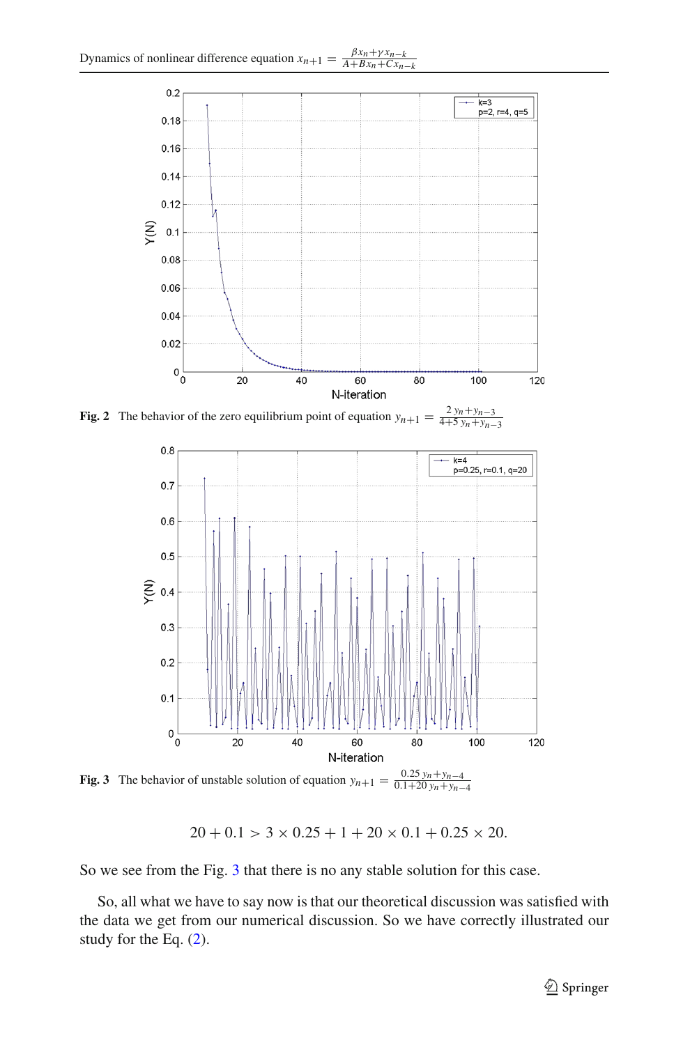**Fig. 2** The behavior of the zero equilibrium point of equation $y_{n+1} = \frac{2\,y_n + y_{n-3}}{4+5\,y_n + y_{n-3}}$

**Fig. 3** The behavior of unstable solution of equation $y_{n+1} = \frac{0.25\,y_n + y_{n-4}}{0.1+20\,y_n + y_{n-4}}$

$$20 + 0.1 > 3 \times 0.25 + 1 + 20 \times 0.1 + 0.25 \times 20.$$

So we see from the Fig. 3 that there is no any stable solution for this case.

So, all what we have to say now is that our theoretical discussion was satisfied with the data we get from our numerical discussion. So we have correctly illustrated our study for the Eq. (2).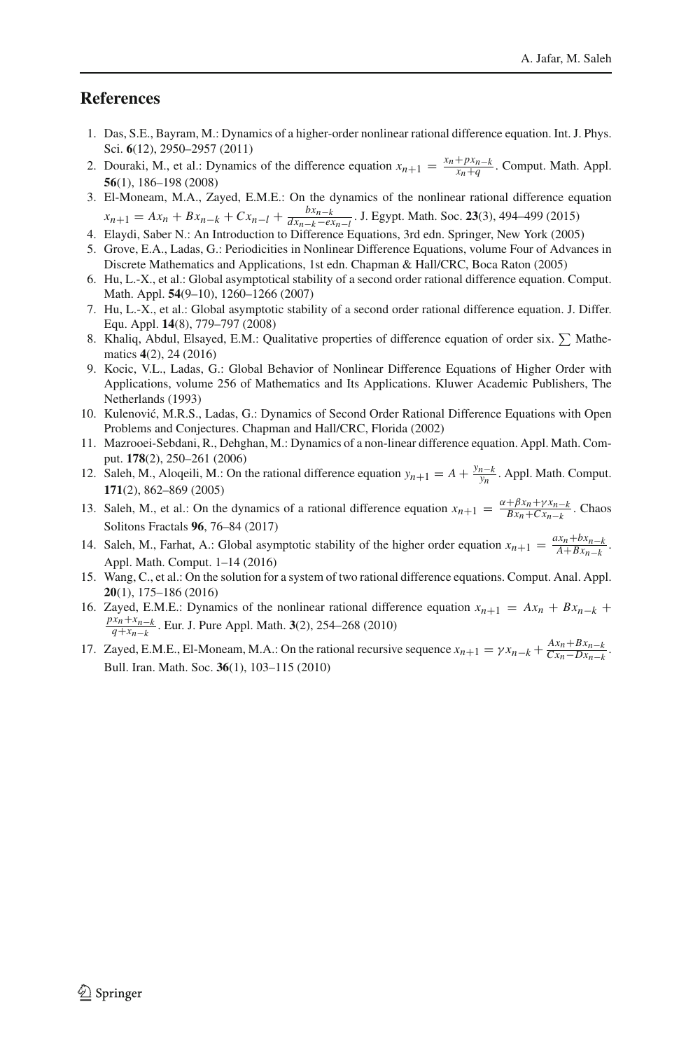## References

1. Das, S.E., Bayram, M.: Dynamics of a higher-order nonlinear rational difference equation. Int. J. Phys. Sci. **6**(12), 2950–2957 (2011)
2. Douraki, M., et al.: Dynamics of the difference equation $x_{n+1} = \frac{x_n + p x_{n-k}}{x_n + q}$. Comput. Math. Appl. **56**(1), 186–198 (2008)
3. El-Moneam, M.A., Zayed, E.M.E.: On the dynamics of the nonlinear rational difference equation $x_{n+1} = Ax_n + Bx_{n-k} + Cx_{n-l} + \frac{bx_{n-k}}{dx_{n-k} - ex_{n-l}}$. J. Egypt. Math. Soc. **23**(3), 494–499 (2015)
4. Elaydi, Saber N.: An Introduction to Difference Equations, 3rd edn. Springer, New York (2005)
5. Grove, E.A., Ladas, G.: Periodicities in Nonlinear Difference Equations, volume Four of Advances in Discrete Mathematics and Applications, 1st edn. Chapman & Hall/CRC, Boca Raton (2005)
6. Hu, L.-X., et al.: Global asymptotical stability of a second order rational difference equation. Comput. Math. Appl. **54**(9–10), 1260–1266 (2007)
7. Hu, L.-X., et al.: Global asymptotic stability of a second order rational difference equation. J. Differ. Equ. Appl. **14**(8), 779–797 (2008)
8. Khaliq, Abdul, Elsayed, E.M.: Qualitative properties of difference equation of order six. $\sum$ Mathematics **4**(2), 24 (2016)
9. Kocic, V.L., Ladas, G.: Global Behavior of Nonlinear Difference Equations of Higher Order with Applications, volume 256 of Mathematics and Its Applications. Kluwer Academic Publishers, The Netherlands (1993)
10. Kulenović, M.R.S., Ladas, G.: Dynamics of Second Order Rational Difference Equations with Open Problems and Conjectures. Chapman and Hall/CRC, Florida (2002)
11. Mazrooei-Sebdani, R., Dehghan, M.: Dynamics of a non-linear difference equation. Appl. Math. Comput. **178**(2), 250–261 (2006)
12. Saleh, M., Aloqeili, M.: On the rational difference equation $y_{n+1} = A + \frac{y_{n-k}}{y_n}$. Appl. Math. Comput. **171**(2), 862–869 (2005)
13. Saleh, M., et al.: On the dynamics of a rational difference equation $x_{n+1} = \frac{\alpha + \beta x_n + \gamma x_{n-k}}{Bx_n + Cx_{n-k}}$. Chaos Solitons Fractals **96**, 76–84 (2017)
14. Saleh, M., Farhat, A.: Global asymptotic stability of the higher order equation $x_{n+1} = \frac{ax_n + bx_{n-k}}{A + Bx_{n-k}}$. Appl. Math. Comput. 1–14 (2016)
15. Wang, C., et al.: On the solution for a system of two rational difference equations. Comput. Anal. Appl. **20**(1), 175–186 (2016)
16. Zayed, E.M.E.: Dynamics of the nonlinear rational difference equation $x_{n+1} = Ax_n + Bx_{n-k} + \frac{px_n + x_{n-k}}{q + x_{n-k}}$. Eur. J. Pure Appl. Math. **3**(2), 254–268 (2010)
17. Zayed, E.M.E., El-Moneam, M.A.: On the rational recursive sequence $x_{n+1} = \gamma x_{n-k} + \frac{Ax_n + Bx_{n-k}}{Cx_n - Dx_{n-k}}$. Bull. Iran. Math. Soc. **36**(1), 103–115 (2010)